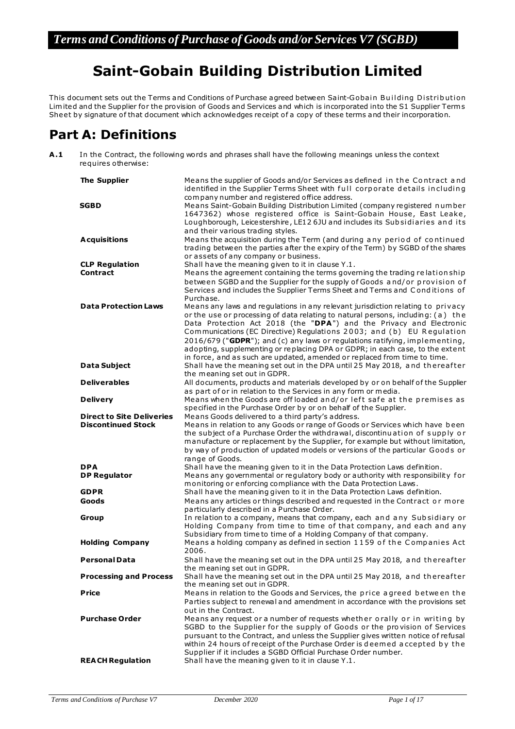# *Terms and Conditions of Purchase of Goods and/or Services V7 (SGBD)*

# Saint-Gobain Building Distribution Limited

This document sets out the Terms and Conditions of Purchase agreed between Saint-Gobain Building Distribution Limited and the Supplier for the provision of Goods and Services and which is incorporated into the S1 Supplier Terms Sheet by signature of that document which acknowledges receipt of a copy of these terms and their incorporation.

## Part A: Definitions

**A.1** In the Contract, the following words and phrases shall have the following meanings unless the context requires otherwise:

| | |
|---|---|
| **The Supplier** | Means the supplier of Goods and/or Services as defined in the Contract and identified in the Supplier Terms Sheet with full corporate details including company number and registered office address. |
| **SGBD** | Means Saint-Gobain Building Distribution Limited (company registered number 1647362) whose registered office is Saint-Gobain House, East Leake, Loughborough, Leicestershire, LE12 6JU and includes its Subsidiaries and its and their various trading styles. |
| **Acquisitions** | Means the acquisition during the Term (and during any period of continued trading between the parties after the expiry of the Term) by SGBD of the shares or assets of any company or business. |
| **CLP Regulation** | Shall have the meaning given to it in clause Y.1. |
| **Contract** | Means the agreement containing the terms governing the trading relationship between SGBD and the Supplier for the supply of Goods and/or provision of Services and includes the Supplier Terms Sheet and Terms and Conditions of Purchase. |
| **Data Protection Laws** | Means any laws and regulations in any relevant jurisdiction relating to privacy or the use or processing of data relating to natural persons, including: (a) the Data Protection Act 2018 (the "**DPA**") and the Privacy and Electronic Communications (EC Directive) Regulations 2003; and (b) EU Regulation 2016/679 ("**GDPR**"); and (c) any laws or regulations ratifying, implementing, adopting, supplementing or replacing DPA or GDPR; in each case, to the extent in force, and as such are updated, amended or replaced from time to time. |
| **Data Subject** | Shall have the meaning set out in the DPA until 25 May 2018, and thereafter the meaning set out in GDPR. |
| **Deliverables** | All documents, products and materials developed by or on behalf of the Supplier as part of or in relation to the Services in any form or media. |
| **Delivery** | Means when the Goods are off loaded and/or left safe at the premises as specified in the Purchase Order by or on behalf of the Supplier. |
| **Direct to Site Deliveries** | Means Goods delivered to a third party's address. |
| **Discontinued Stock** | Means in relation to any Goods or range of Goods or Services which have been the subject of a Purchase Order the withdrawal, discontinuation of supply or manufacture or replacement by the Supplier, for example but without limitation, by way of production of updated models or versions of the particular Goods or range of Goods. |
| **DPA** | Shall have the meaning given to it in the Data Protection Laws definition. |
| **DP Regulator** | Means any governmental or regulatory body or authority with responsibility for monitoring or enforcing compliance with the Data Protection Laws. |
| **GDPR** | Shall have the meaning given to it in the Data Protection Laws definition. |
| **Goods** | Means any articles or things described and requested in the Contract or more particularly described in a Purchase Order. |
| **Group** | In relation to a company, means that company, each and any Subsidiary or Holding Company from time to time of that company, and each and any Subsidiary from time to time of a Holding Company of that company. |
| **Holding Company** | Means a holding company as defined in section 1159 of the Companies Act 2006. |
| **Personal Data** | Shall have the meaning set out in the DPA until 25 May 2018, and thereafter the meaning set out in GDPR. |
| **Processing and Process** | Shall have the meaning set out in the DPA until 25 May 2018, and thereafter the meaning set out in GDPR. |
| **Price** | Means in relation to the Goods and Services, the price agreed between the Parties subject to renewal and amendment in accordance with the provisions set out in the Contract. |
| **Purchase Order** | Means any request or a number of requests whether orally or in writing by SGBD to the Supplier for the supply of Goods or the provision of Services pursuant to the Contract, and unless the Supplier gives written notice of refusal within 24 hours of receipt of the Purchase Order is deemed accepted by the Supplier if it includes a SGBD Official Purchase Order number. |
| **REACH Regulation** | Shall have the meaning given to it in clause Y.1. |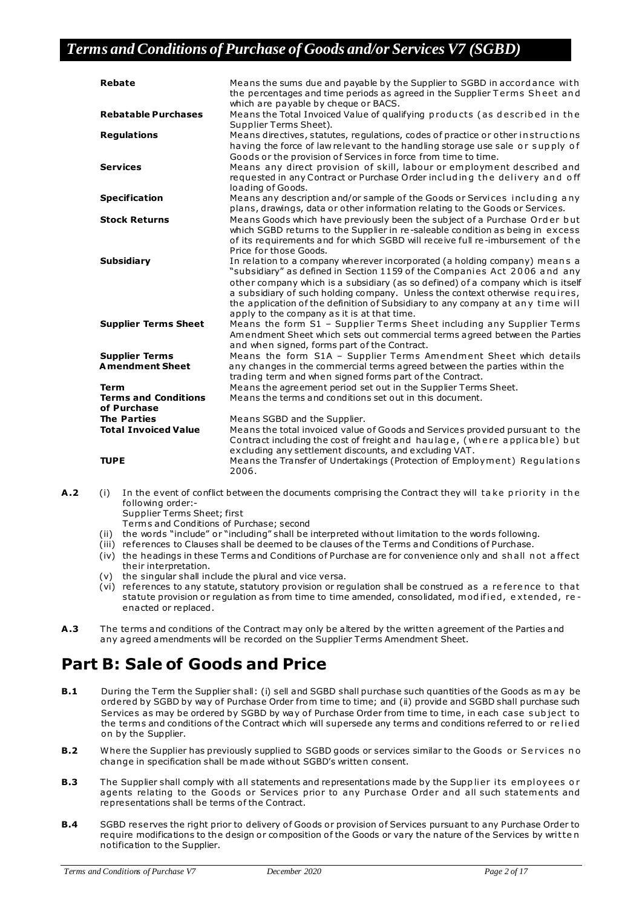| | |
|---|---|
| **Rebate** | Means the sums due and payable by the Supplier to SGBD in accordance with the percentages and time periods as agreed in the Supplier Terms Sheet and which are payable by cheque or BACS. |
| **Rebatable Purchases** | Means the Total Invoiced Value of qualifying products (as described in the Supplier Terms Sheet). |
| **Regulations** | Means directives, statutes, regulations, codes of practice or other instructions having the force of law relevant to the handling storage use sale or supply of Goods or the provision of Services in force from time to time. |
| **Services** | Means any direct provision of skill, labour or employment described and requested in any Contract or Purchase Order including the delivery and off loading of Goods. |
| **Specification** | Means any description and/or sample of the Goods or Services including any plans, drawings, data or other information relating to the Goods or Services. |
| **Stock Returns** | Means Goods which have previously been the subject of a Purchase Order but which SGBD returns to the Supplier in re-saleable condition as being in excess of its requirements and for which SGBD will receive full re-imbursement of the Price for those Goods. |
| **Subsidiary** | In relation to a company wherever incorporated (a holding company) means a "subsidiary" as defined in Section 1159 of the Companies Act 2006 and any other company which is a subsidiary (as so defined) of a company which is itself a subsidiary of such holding company. Unless the context otherwise requires, the application of the definition of Subsidiary to any company at any time will apply to the company as it is at that time. |
| **Supplier Terms Sheet** | Means the form S1 – Supplier Terms Sheet including any Supplier Terms Amendment Sheet which sets out commercial terms agreed between the Parties and when signed, forms part of the Contract. |
| **Supplier Terms Amendment Sheet** | Means the form S1A – Supplier Terms Amendment Sheet which details any changes in the commercial terms agreed between the parties within the trading term and when signed forms part of the Contract. |
| **Term** | Means the agreement period set out in the Supplier Terms Sheet. |
| **Terms and Conditions of Purchase** | Means the terms and conditions set out in this document. |
| **The Parties** | Means SGBD and the Supplier. |
| **Total Invoiced Value** | Means the total invoiced value of Goods and Services provided pursuant to the Contract including the cost of freight and haulage, (where applicable) but excluding any settlement discounts, and excluding VAT. |
| **TUPE** | Means the Transfer of Undertakings (Protection of Employment) Regulations 2006. |

**A.2** (i) In the event of conflict between the documents comprising the Contract they will take priority in the following order:-
Supplier Terms Sheet; first
Terms and Conditions of Purchase; second

(ii) the words "include" or "including" shall be interpreted without limitation to the words following.

(iii) references to Clauses shall be deemed to be clauses of the Terms and Conditions of Purchase.

(iv) the headings in these Terms and Conditions of Purchase are for convenience only and shall not affect their interpretation.

(v) the singular shall include the plural and vice versa.

(vi) references to any statute, statutory provision or regulation shall be construed as a reference to that statute provision or regulation as from time to time amended, consolidated, modified, extended, re-enacted or replaced.

**A.3** The terms and conditions of the Contract may only be altered by the written agreement of the Parties and any agreed amendments will be recorded on the Supplier Terms Amendment Sheet.

# Part B: Sale of Goods and Price

**B.1** During the Term the Supplier shall: (i) sell and SGBD shall purchase such quantities of the Goods as may be ordered by SGBD by way of Purchase Order from time to time; and (ii) provide and SGBD shall purchase such Services as may be ordered by SGBD by way of Purchase Order from time to time, in each case subject to the terms and conditions of the Contract which will supersede any terms and conditions referred to or relied on by the Supplier.

**B.2** Where the Supplier has previously supplied to SGBD goods or services similar to the Goods or Services no change in specification shall be made without SGBD's written consent.

**B.3** The Supplier shall comply with all statements and representations made by the Supplier its employees or agents relating to the Goods or Services prior to any Purchase Order and all such statements and representations shall be terms of the Contract.

**B.4** SGBD reserves the right prior to delivery of Goods or provision of Services pursuant to any Purchase Order to require modifications to the design or composition of the Goods or vary the nature of the Services by written notification to the Supplier.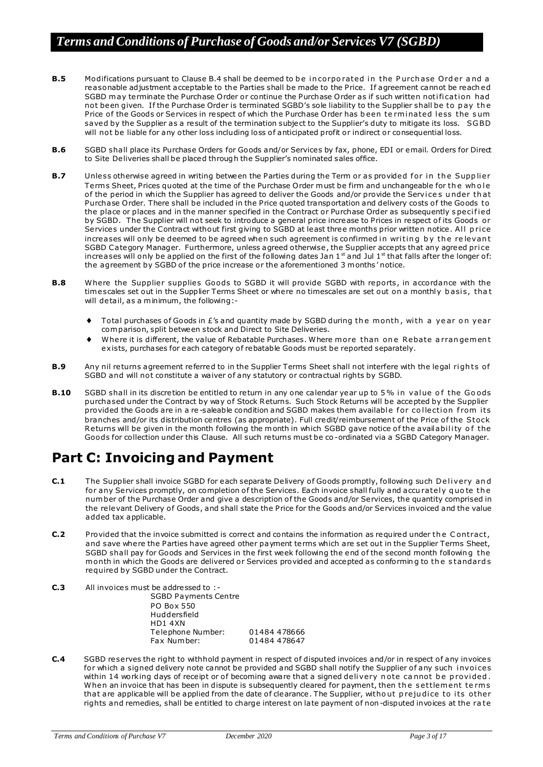**B.5** Modifications pursuant to Clause B.4 shall be deemed to be incorporated in the Purchase Order and a reasonable adjustment acceptable to the Parties shall be made to the Price. If agreement cannot be reached SGBD may terminate the Purchase Order or continue the Purchase Order as if such written notification had not been given. If the Purchase Order is terminated SGBD's sole liability to the Supplier shall be to pay the Price of the Goods or Services in respect of which the Purchase Order has been terminated less the sum saved by the Supplier as a result of the termination subject to the Supplier's duty to mitigate its loss. SGBD will not be liable for any other loss including loss of anticipated profit or indirect or consequential loss.

**B.6** SGBD shall place its Purchase Orders for Goods and/or Services by fax, phone, EDI or email. Orders for Direct to Site Deliveries shall be placed through the Supplier's nominated sales office.

**B.7** Unless otherwise agreed in writing between the Parties during the Term or as provided for in the Supplier Terms Sheet, Prices quoted at the time of the Purchase Order must be firm and unchangeable for the whole of the period in which the Supplier has agreed to deliver the Goods and/or provide the Services under that Purchase Order. There shall be included in the Price quoted transportation and delivery costs of the Goods to the place or places and in the manner specified in the Contract or Purchase Order as subsequently specified by SGBD. The Supplier will not seek to introduce a general price increase to Prices in respect of its Goods or Services under the Contract without first giving to SGBD at least three months prior written notice. All price increases will only be deemed to be agreed when such agreement is confirmed in writing by the relevant SGBD Category Manager. Furthermore, unless agreed otherwise, the Supplier accepts that any agreed price increases will only be applied on the first of the following dates Jan 1st and Jul 1st that falls after the longer of: the agreement by SGBD of the price increase or the aforementioned 3 months' notice.

**B.8** Where the Supplier supplies Goods to SGBD it will provide SGBD with reports, in accordance with the timescales set out in the Supplier Terms Sheet or where no timescales are set out on a monthly basis, that will detail, as a minimum, the following:-

- Total purchases of Goods in £'s and quantity made by SGBD during the month, with a year on year comparison, split between stock and Direct to Site Deliveries.
- Where it is different, the value of Rebatable Purchases. Where more than one Rebate arrangement exists, purchases for each category of rebatable Goods must be reported separately.

**B.9** Any nil returns agreement referred to in the Supplier Terms Sheet shall not interfere with the legal rights of SGBD and will not constitute a waiver of any statutory or contractual rights by SGBD.

**B.10** SGBD shall in its discretion be entitled to return in any one calendar year up to 5% in value of the Goods purchased under the Contract by way of Stock Returns. Such Stock Returns will be accepted by the Supplier provided the Goods are in a re-saleable condition and SGBD makes them available for collection from its branches and/or its distribution centres (as appropriate). Full credit/reimbursement of the Price of the Stock Returns will be given in the month following the month in which SGBD gave notice of the availability of the Goods for collection under this Clause. All such returns must be co-ordinated via a SGBD Category Manager.

## Part C: Invoicing and Payment

**C.1** The Supplier shall invoice SGBD for each separate Delivery of Goods promptly, following such Delivery and for any Services promptly, on completion of the Services. Each invoice shall fully and accurately quote the number of the Purchase Order and give a description of the Goods and/or Services, the quantity comprised in the relevant Delivery of Goods, and shall state the Price for the Goods and/or Services invoiced and the value added tax applicable.

**C.2** Provided that the invoice submitted is correct and contains the information as required under the Contract, and save where the Parties have agreed other payment terms which are set out in the Supplier Terms Sheet, SGBD shall pay for Goods and Services in the first week following the end of the second month following the month in which the Goods are delivered or Services provided and accepted as conforming to the standards required by SGBD under the Contract.

**C.3** All invoices must be addressed to :-

SGBD Payments Centre
PO Box 550
Huddersfield
HD1 4XN
Telephone Number: 01484 478666
Fax Number: 01484 478647

**C.4** SGBD reserves the right to withhold payment in respect of disputed invoices and/or in respect of any invoices for which a signed delivery note cannot be provided and SGBD shall notify the Supplier of any such invoices within 14 working days of receipt or of becoming aware that a signed delivery note cannot be provided. When an invoice that has been in dispute is subsequently cleared for payment, then the settlement terms that are applicable will be applied from the date of clearance. The Supplier, without prejudice to its other rights and remedies, shall be entitled to charge interest on late payment of non-disputed invoices at the rate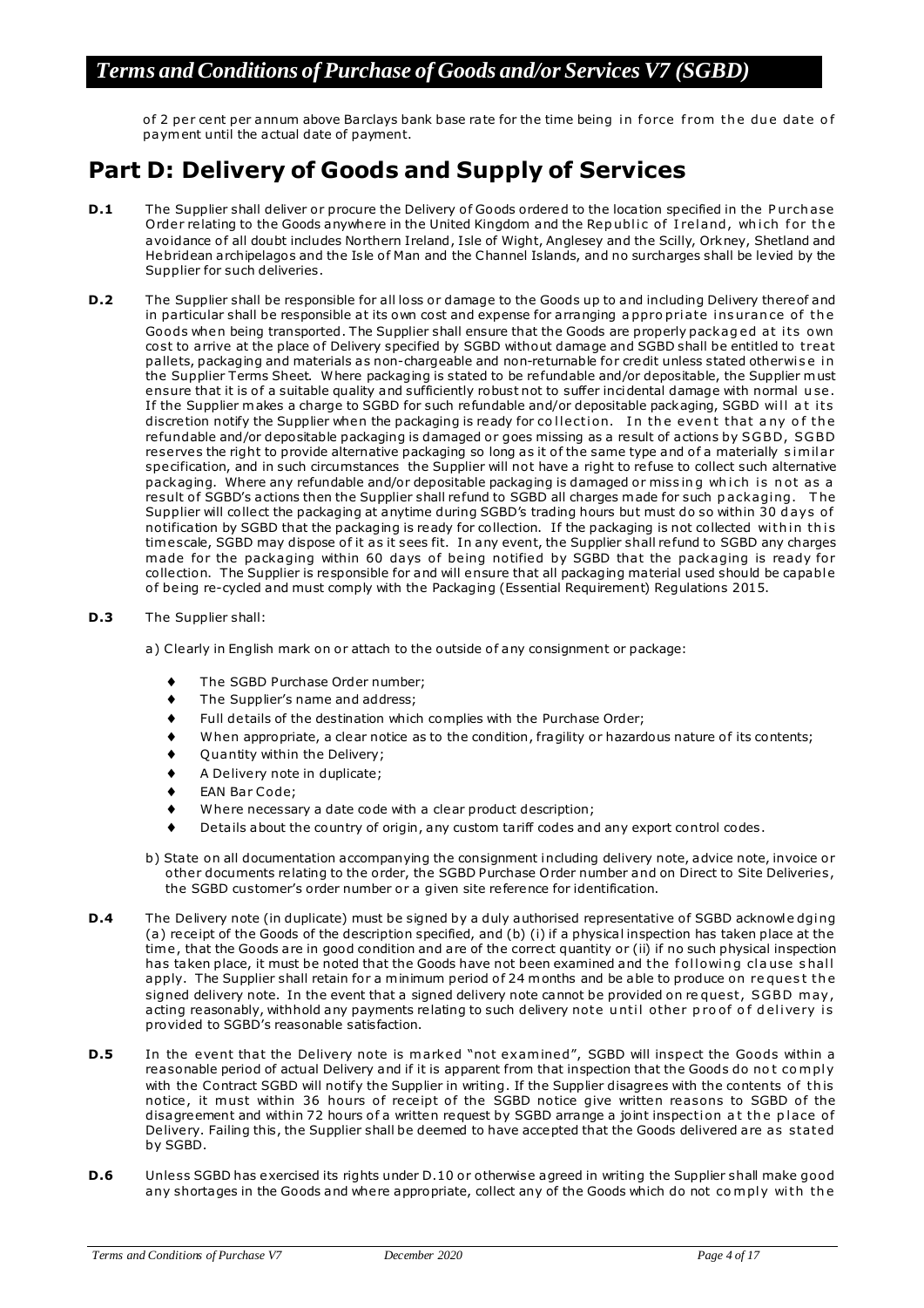of 2 per cent per annum above Barclays bank base rate for the time being in force from the due date of payment until the actual date of payment.

## Part D: Delivery of Goods and Supply of Services

**D.1** The Supplier shall deliver or procure the Delivery of Goods ordered to the location specified in the Purchase Order relating to the Goods anywhere in the United Kingdom and the Republic of Ireland, which for the avoidance of all doubt includes Northern Ireland, Isle of Wight, Anglesey and the Scilly, Orkney, Shetland and Hebridean archipelagos and the Isle of Man and the Channel Islands, and no surcharges shall be levied by the Supplier for such deliveries.

**D.2** The Supplier shall be responsible for all loss or damage to the Goods up to and including Delivery thereof and in particular shall be responsible at its own cost and expense for arranging appropriate insurance of the Goods when being transported. The Supplier shall ensure that the Goods are properly packaged at its own cost to arrive at the place of Delivery specified by SGBD without damage and SGBD shall be entitled to treat pallets, packaging and materials as non-chargeable and non-returnable for credit unless stated otherwise in the Supplier Terms Sheet. Where packaging is stated to be refundable and/or depositable, the Supplier must ensure that it is of a suitable quality and sufficiently robust not to suffer incidental damage with normal use. If the Supplier makes a charge to SGBD for such refundable and/or depositable packaging, SGBD will at its discretion notify the Supplier when the packaging is ready for collection. In the event that any of the refundable and/or depositable packaging is damaged or goes missing as a result of actions by SGBD, SGBD reserves the right to provide alternative packaging so long as it of the same type and of a materially similar specification, and in such circumstances the Supplier will not have a right to refuse to collect such alternative packaging. Where any refundable and/or depositable packaging is damaged or missing which is not as a result of SGBD's actions then the Supplier shall refund to SGBD all charges made for such packaging. The Supplier will collect the packaging at anytime during SGBD's trading hours but must do so within 30 days of notification by SGBD that the packaging is ready for collection. If the packaging is not collected within this timescale, SGBD may dispose of it as it sees fit. In any event, the Supplier shall refund to SGBD any charges made for the packaging within 60 days of being notified by SGBD that the packaging is ready for collection. The Supplier is responsible for and will ensure that all packaging material used should be capable of being re-cycled and must comply with the Packaging (Essential Requirement) Regulations 2015.

**D.3** The Supplier shall:

a) Clearly in English mark on or attach to the outside of any consignment or package:

- The SGBD Purchase Order number;
- The Supplier's name and address;
- Full details of the destination which complies with the Purchase Order;
- When appropriate, a clear notice as to the condition, fragility or hazardous nature of its contents;
- Quantity within the Delivery;
- A Delivery note in duplicate;
- EAN Bar Code;
- Where necessary a date code with a clear product description;
- Details about the country of origin, any custom tariff codes and any export control codes.

b) State on all documentation accompanying the consignment including delivery note, advice note, invoice or other documents relating to the order, the SGBD Purchase Order number and on Direct to Site Deliveries, the SGBD customer's order number or a given site reference for identification.

**D.4** The Delivery note (in duplicate) must be signed by a duly authorised representative of SGBD acknowledging (a) receipt of the Goods of the description specified, and (b) (i) if a physical inspection has taken place at the time, that the Goods are in good condition and are of the correct quantity or (ii) if no such physical inspection has taken place, it must be noted that the Goods have not been examined and the following clause shall apply. The Supplier shall retain for a minimum period of 24 months and be able to produce on request the signed delivery note. In the event that a signed delivery note cannot be provided on request, SGBD may, acting reasonably, withhold any payments relating to such delivery note until other proof of delivery is provided to SGBD's reasonable satisfaction.

**D.5** In the event that the Delivery note is marked "not examined", SGBD will inspect the Goods within a reasonable period of actual Delivery and if it is apparent from that inspection that the Goods do not comply with the Contract SGBD will notify the Supplier in writing. If the Supplier disagrees with the contents of this notice, it must within 36 hours of receipt of the SGBD notice give written reasons to SGBD of the disagreement and within 72 hours of a written request by SGBD arrange a joint inspection at the place of Delivery. Failing this, the Supplier shall be deemed to have accepted that the Goods delivered are as stated by SGBD.

**D.6** Unless SGBD has exercised its rights under D.10 or otherwise agreed in writing the Supplier shall make good any shortages in the Goods and where appropriate, collect any of the Goods which do not comply with the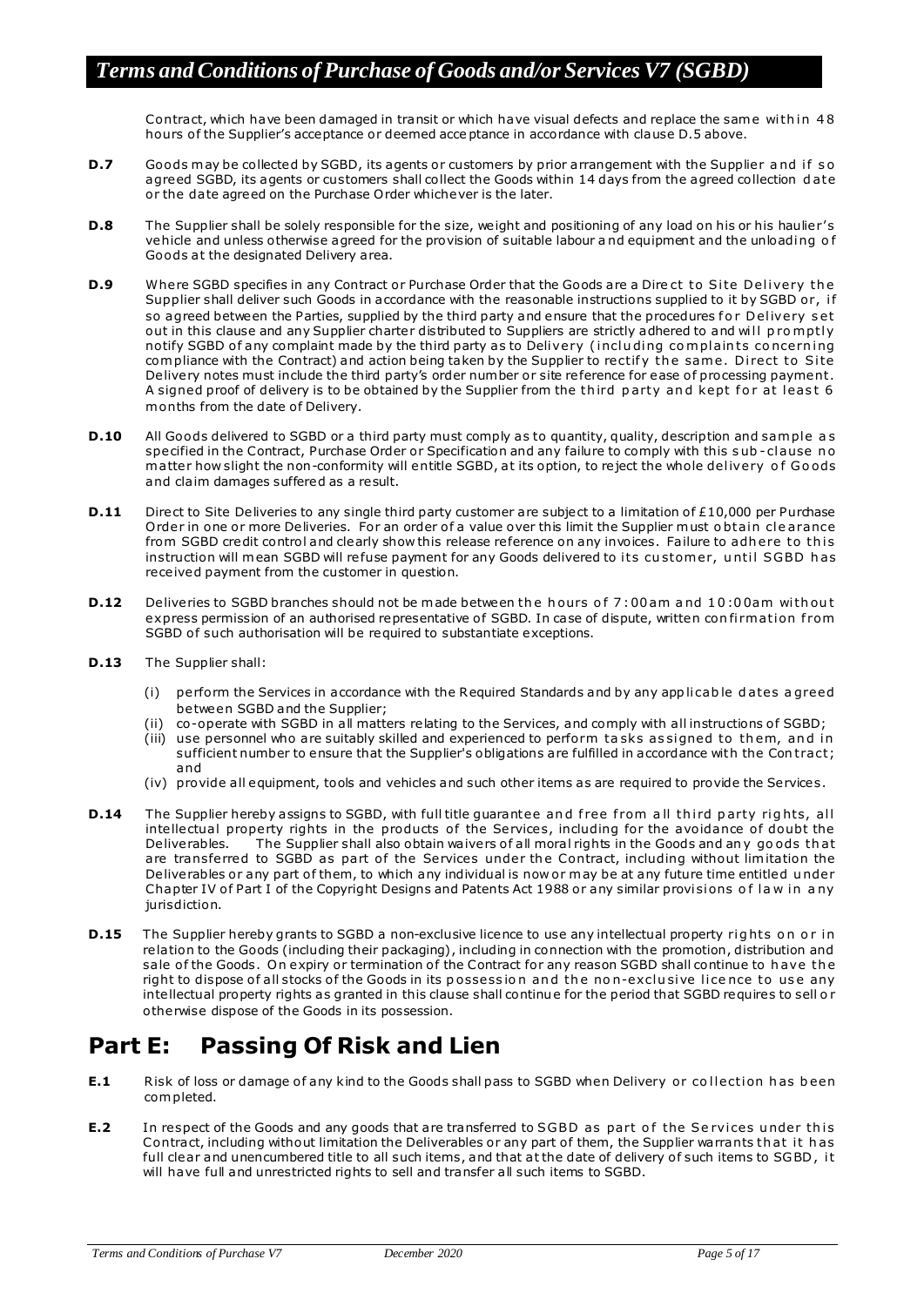Contract, which have been damaged in transit or which have visual defects and replace the same within 48 hours of the Supplier's acceptance or deemed acceptance in accordance with clause D.5 above.

**D.7** Goods may be collected by SGBD, its agents or customers by prior arrangement with the Supplier and if so agreed SGBD, its agents or customers shall collect the Goods within 14 days from the agreed collection date or the date agreed on the Purchase Order whichever is the later.

**D.8** The Supplier shall be solely responsible for the size, weight and positioning of any load on his or his haulier's vehicle and unless otherwise agreed for the provision of suitable labour and equipment and the unloading of Goods at the designated Delivery area.

**D.9** Where SGBD specifies in any Contract or Purchase Order that the Goods are a Direct to Site Delivery the Supplier shall deliver such Goods in accordance with the reasonable instructions supplied to it by SGBD or, if so agreed between the Parties, supplied by the third party and ensure that the procedures for Delivery set out in this clause and any Supplier charter distributed to Suppliers are strictly adhered to and will promptly notify SGBD of any complaint made by the third party as to Delivery (including complaints concerning compliance with the Contract) and action being taken by the Supplier to rectify the same. Direct to Site Delivery notes must include the third party's order number or site reference for ease of processing payment. A signed proof of delivery is to be obtained by the Supplier from the third party and kept for at least 6 months from the date of Delivery.

**D.10** All Goods delivered to SGBD or a third party must comply as to quantity, quality, description and sample as specified in the Contract, Purchase Order or Specification and any failure to comply with this sub-clause no matter how slight the non-conformity will entitle SGBD, at its option, to reject the whole delivery of Goods and claim damages suffered as a result.

**D.11** Direct to Site Deliveries to any single third party customer are subject to a limitation of £10,000 per Purchase Order in one or more Deliveries. For an order of a value over this limit the Supplier must obtain clearance from SGBD credit control and clearly show this release reference on any invoices. Failure to adhere to this instruction will mean SGBD will refuse payment for any Goods delivered to its customer, until SGBD has received payment from the customer in question.

**D.12** Deliveries to SGBD branches should not be made between the hours of 7:00am and 10:00am without express permission of an authorised representative of SGBD. In case of dispute, written confirmation from SGBD of such authorisation will be required to substantiate exceptions.

**D.13** The Supplier shall:

(i) perform the Services in accordance with the Required Standards and by any applicable dates agreed between SGBD and the Supplier;
(ii) co-operate with SGBD in all matters relating to the Services, and comply with all instructions of SGBD;
(iii) use personnel who are suitably skilled and experienced to perform tasks assigned to them, and in sufficient number to ensure that the Supplier's obligations are fulfilled in accordance with the Contract; and
(iv) provide all equipment, tools and vehicles and such other items as are required to provide the Services.

**D.14** The Supplier hereby assigns to SGBD, with full title guarantee and free from all third party rights, all intellectual property rights in the products of the Services, including for the avoidance of doubt the Deliverables. The Supplier shall also obtain waivers of all moral rights in the Goods and any goods that are transferred to SGBD as part of the Services under the Contract, including without limitation the Deliverables or any part of them, to which any individual is now or may be at any future time entitled under Chapter IV of Part I of the Copyright Designs and Patents Act 1988 or any similar provisions of law in any jurisdiction.

**D.15** The Supplier hereby grants to SGBD a non-exclusive licence to use any intellectual property rights on or in relation to the Goods (including their packaging), including in connection with the promotion, distribution and sale of the Goods. On expiry or termination of the Contract for any reason SGBD shall continue to have the right to dispose of all stocks of the Goods in its possession and the non-exclusive licence to use any intellectual property rights as granted in this clause shall continue for the period that SGBD requires to sell or otherwise dispose of the Goods in its possession.

## Part E: Passing Of Risk and Lien

**E.1** Risk of loss or damage of any kind to the Goods shall pass to SGBD when Delivery or collection has been completed.

**E.2** In respect of the Goods and any goods that are transferred to SGBD as part of the Services under this Contract, including without limitation the Deliverables or any part of them, the Supplier warrants that it has full clear and unencumbered title to all such items, and that at the date of delivery of such items to SGBD, it will have full and unrestricted rights to sell and transfer all such items to SGBD.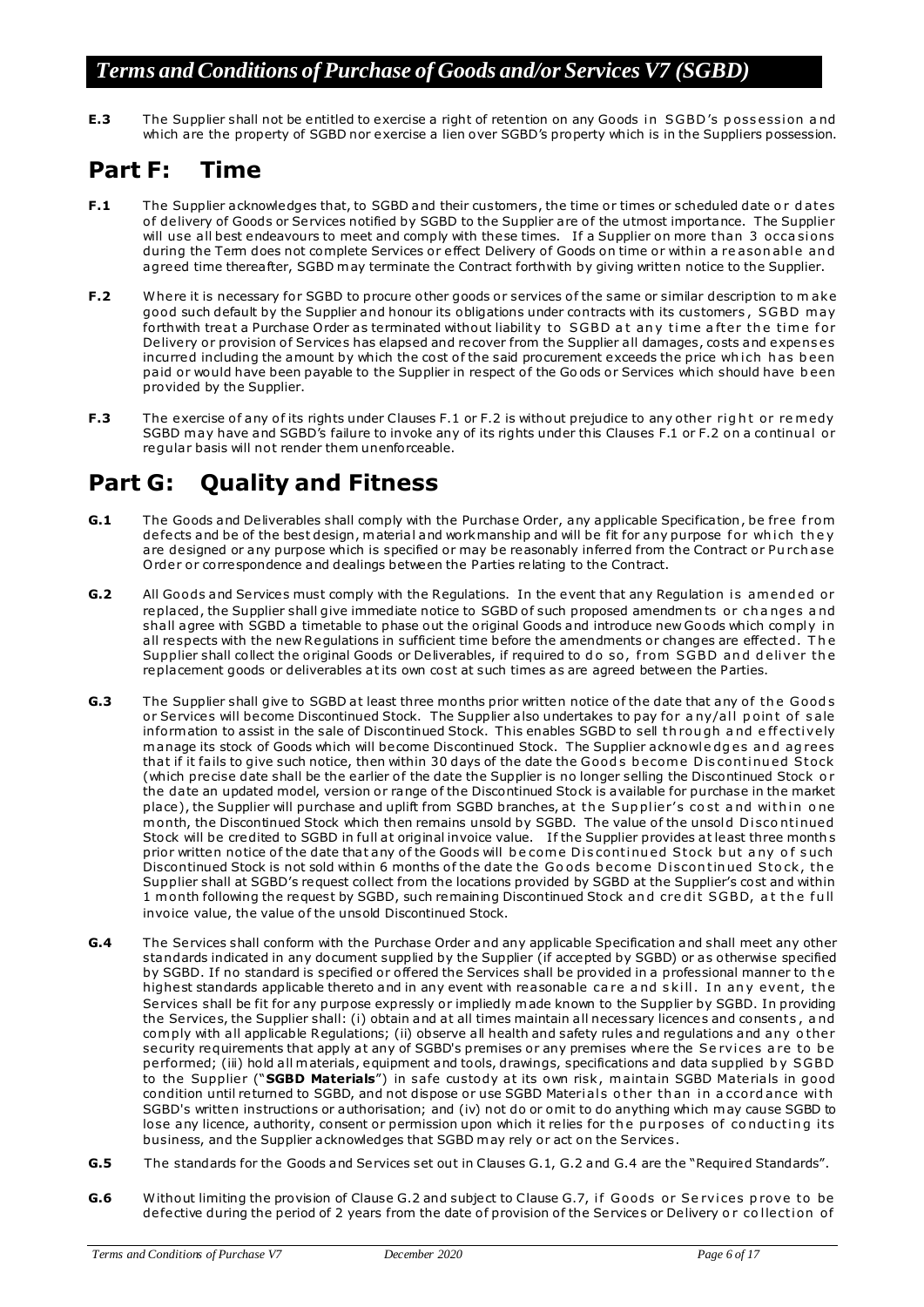**E.3** The Supplier shall not be entitled to exercise a right of retention on any Goods in SGBD's possession and which are the property of SGBD nor exercise a lien over SGBD's property which is in the Suppliers possession.

## Part F: Time

**F.1** The Supplier acknowledges that, to SGBD and their customers, the time or times or scheduled date or dates of delivery of Goods or Services notified by SGBD to the Supplier are of the utmost importance. The Supplier will use all best endeavours to meet and comply with these times. If a Supplier on more than 3 occasions during the Term does not complete Services or effect Delivery of Goods on time or within a reasonable and agreed time thereafter, SGBD may terminate the Contract forthwith by giving written notice to the Supplier.

**F.2** Where it is necessary for SGBD to procure other goods or services of the same or similar description to make good such default by the Supplier and honour its obligations under contracts with its customers, SGBD may forthwith treat a Purchase Order as terminated without liability to SGBD at any time after the time for Delivery or provision of Services has elapsed and recover from the Supplier all damages, costs and expenses incurred including the amount by which the cost of the said procurement exceeds the price which has been paid or would have been payable to the Supplier in respect of the Goods or Services which should have been provided by the Supplier.

**F.3** The exercise of any of its rights under Clauses F.1 or F.2 is without prejudice to any other right or remedy SGBD may have and SGBD's failure to invoke any of its rights under this Clauses F.1 or F.2 on a continual or regular basis will not render them unenforceable.

## Part G: Quality and Fitness

**G.1** The Goods and Deliverables shall comply with the Purchase Order, any applicable Specification, be free from defects and be of the best design, material and workmanship and will be fit for any purpose for which they are designed or any purpose which is specified or may be reasonably inferred from the Contract or Purchase Order or correspondence and dealings between the Parties relating to the Contract.

**G.2** All Goods and Services must comply with the Regulations. In the event that any Regulation is amended or replaced, the Supplier shall give immediate notice to SGBD of such proposed amendments or changes and shall agree with SGBD a timetable to phase out the original Goods and introduce new Goods which comply in all respects with the new Regulations in sufficient time before the amendments or changes are effected. The Supplier shall collect the original Goods or Deliverables, if required to do so, from SGBD and deliver the replacement goods or deliverables at its own cost at such times as are agreed between the Parties.

**G.3** The Supplier shall give to SGBD at least three months prior written notice of the date that any of the Goods or Services will become Discontinued Stock. The Supplier also undertakes to pay for any/all point of sale information to assist in the sale of Discontinued Stock. This enables SGBD to sell through and effectively manage its stock of Goods which will become Discontinued Stock. The Supplier acknowledges and agrees that if it fails to give such notice, then within 30 days of the date the Goods become Discontinued Stock (which precise date shall be the earlier of the date the Supplier is no longer selling the Discontinued Stock or the date an updated model, version or range of the Discontinued Stock is available for purchase in the market place), the Supplier will purchase and uplift from SGBD branches, at the Supplier's cost and within one month, the Discontinued Stock which then remains unsold by SGBD. The value of the unsold Discontinued Stock will be credited to SGBD in full at original invoice value. If the Supplier provides at least three months prior written notice of the date that any of the Goods will become Discontinued Stock but any of such Discontinued Stock is not sold within 6 months of the date the Goods become Discontinued Stock, the Supplier shall at SGBD's request collect from the locations provided by SGBD at the Supplier's cost and within 1 month following the request by SGBD, such remaining Discontinued Stock and credit SGBD, at the full invoice value, the value of the unsold Discontinued Stock.

**G.4** The Services shall conform with the Purchase Order and any applicable Specification and shall meet any other standards indicated in any document supplied by the Supplier (if accepted by SGBD) or as otherwise specified by SGBD. If no standard is specified or offered the Services shall be provided in a professional manner to the highest standards applicable thereto and in any event with reasonable care and skill. In any event, the Services shall be fit for any purpose expressly or impliedly made known to the Supplier by SGBD. In providing the Services, the Supplier shall: (i) obtain and at all times maintain all necessary licences and consents, and comply with all applicable Regulations; (ii) observe all health and safety rules and regulations and any other security requirements that apply at any of SGBD's premises or any premises where the Services are to be performed; (iii) hold all materials, equipment and tools, drawings, specifications and data supplied by SGBD to the Supplier ("**SGBD Materials**") in safe custody at its own risk, maintain SGBD Materials in good condition until returned to SGBD, and not dispose or use SGBD Materials other than in accordance with SGBD's written instructions or authorisation; and (iv) not do or omit to do anything which may cause SGBD to lose any licence, authority, consent or permission upon which it relies for the purposes of conducting its business, and the Supplier acknowledges that SGBD may rely or act on the Services.

**G.5** The standards for the Goods and Services set out in Clauses G.1, G.2 and G.4 are the "Required Standards".

**G.6** Without limiting the provision of Clause G.2 and subject to Clause G.7, if Goods or Services prove to be defective during the period of 2 years from the date of provision of the Services or Delivery or collection of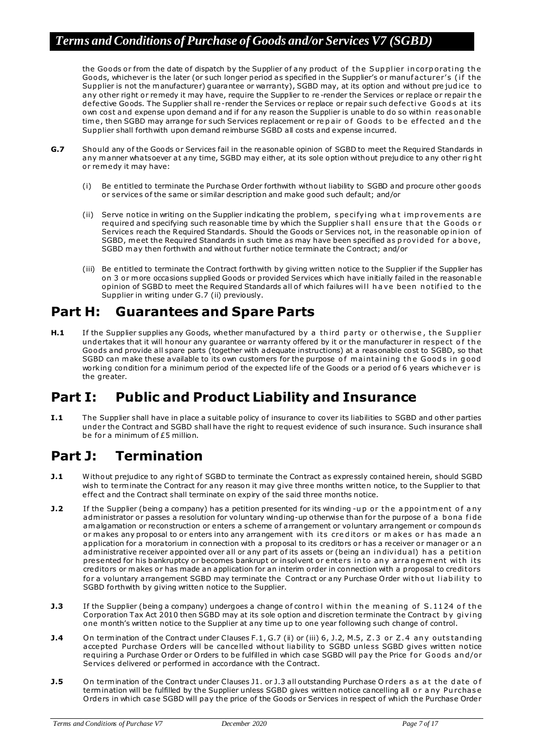the Goods or from the date of dispatch by the Supplier of any product of the Supplier incorporating the Goods, whichever is the later (or such longer period as specified in the Supplier's or manufacturer's (if the Supplier is not the manufacturer) guarantee or warranty), SGBD may, at its option and without prejudice to any other right or remedy it may have, require the Supplier to re-render the Services or replace or repair the defective Goods. The Supplier shall re-render the Services or replace or repair such defective Goods at its own cost and expense upon demand and if for any reason the Supplier is unable to do so within reasonable time, then SGBD may arrange for such Services replacement or repair of Goods to be effected and the Supplier shall forthwith upon demand reimburse SGBD all costs and expense incurred.

**G.7** Should any of the Goods or Services fail in the reasonable opinion of SGBD to meet the Required Standards in any manner whatsoever at any time, SGBD may either, at its sole option without prejudice to any other right or remedy it may have:

(i) Be entitled to terminate the Purchase Order forthwith without liability to SGBD and procure other goods or services of the same or similar description and make good such default; and/or

(ii) Serve notice in writing on the Supplier indicating the problem, specifying what improvements are required and specifying such reasonable time by which the Supplier shall ensure that the Goods or Services reach the Required Standards. Should the Goods or Services not, in the reasonable opinion of SGBD, meet the Required Standards in such time as may have been specified as provided for above, SGBD may then forthwith and without further notice terminate the Contract; and/or

(iii) Be entitled to terminate the Contract forthwith by giving written notice to the Supplier if the Supplier has on 3 or more occasions supplied Goods or provided Services which have initially failed in the reasonable opinion of SGBD to meet the Required Standards all of which failures will have been notified to the Supplier in writing under G.7 (ii) previously.

## Part H: Guarantees and Spare Parts

**H.1** If the Supplier supplies any Goods, whether manufactured by a third party or otherwise, the Supplier undertakes that it will honour any guarantee or warranty offered by it or the manufacturer in respect of the Goods and provide all spare parts (together with adequate instructions) at a reasonable cost to SGBD, so that SGBD can make these available to its own customers for the purpose of maintaining the Goods in good working condition for a minimum period of the expected life of the Goods or a period of 6 years whichever is the greater.

## Part I: Public and Product Liability and Insurance

**I.1** The Supplier shall have in place a suitable policy of insurance to cover its liabilities to SGBD and other parties under the Contract and SGBD shall have the right to request evidence of such insurance. Such insurance shall be for a minimum of £5 million.

## Part J: Termination

**J.1** Without prejudice to any right of SGBD to terminate the Contract as expressly contained herein, should SGBD wish to terminate the Contract for any reason it may give three months written notice, to the Supplier to that effect and the Contract shall terminate on expiry of the said three months notice.

**J.2** If the Supplier (being a company) has a petition presented for its winding-up or the appointment of any administrator or passes a resolution for voluntary winding-up otherwise than for the purpose of a bona fide amalgamation or reconstruction or enters a scheme of arrangement or voluntary arrangement or compounds or makes any proposal to or enters into any arrangement with its creditors or makes or has made an application for a moratorium in connection with a proposal to its creditors or has a receiver or manager or an administrative receiver appointed over all or any part of its assets or (being an individual) has a petition presented for his bankruptcy or becomes bankrupt or insolvent or enters into any arrangement with its creditors or makes or has made an application for an interim order in connection with a proposal to creditors for a voluntary arrangement SGBD may terminate the Contract or any Purchase Order without liability to SGBD forthwith by giving written notice to the Supplier.

**J.3** If the Supplier (being a company) undergoes a change of control within the meaning of S.1124 of the Corporation Tax Act 2010 then SGBD may at its sole option and discretion terminate the Contract by giving one month's written notice to the Supplier at any time up to one year following such change of control.

**J.4** On termination of the Contract under Clauses F.1, G.7 (ii) or (iii) 6, J.2, M.5, Z.3 or Z.4 any outstanding accepted Purchase Orders will be cancelled without liability to SGBD unless SGBD gives written notice requiring a Purchase Order or Orders to be fulfilled in which case SGBD will pay the Price for Goods and/or Services delivered or performed in accordance with the Contract.

**J.5** On termination of the Contract under Clauses J1. or J.3 all outstanding Purchase Orders as at the date of termination will be fulfilled by the Supplier unless SGBD gives written notice cancelling all or any Purchase Orders in which case SGBD will pay the price of the Goods or Services in respect of which the Purchase Order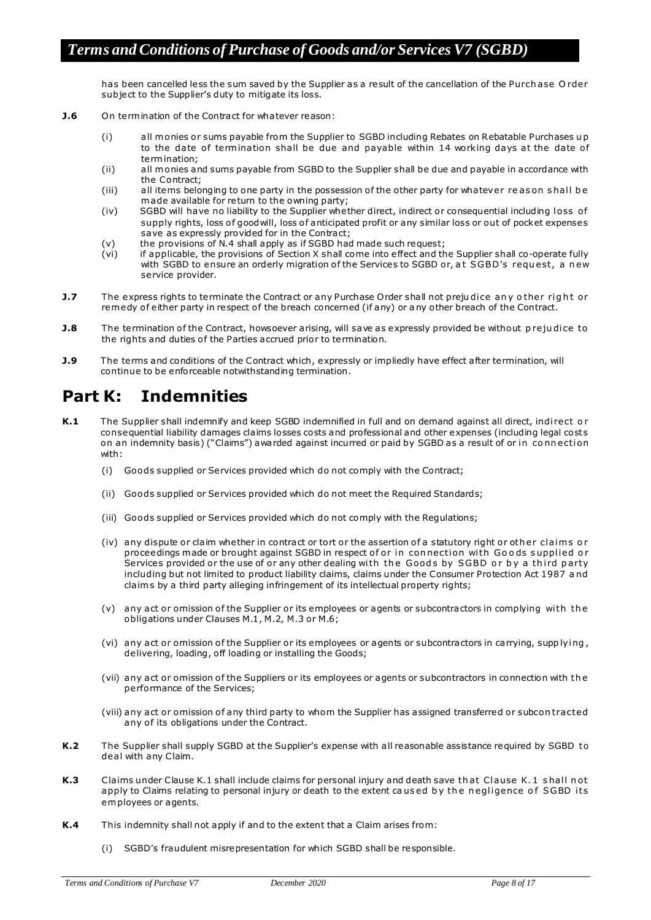has been cancelled less the sum saved by the Supplier as a result of the cancellation of the Purchase Order subject to the Supplier's duty to mitigate its loss.

**J.6** On termination of the Contract for whatever reason:

- (i) all monies or sums payable from the Supplier to SGBD including Rebates on Rebatable Purchases up to the date of termination shall be due and payable within 14 working days at the date of termination;
- (ii) all monies and sums payable from SGBD to the Supplier shall be due and payable in accordance with the Contract;
- (iii) all items belonging to one party in the possession of the other party for whatever reason shall be made available for return to the owning party;
- (iv) SGBD will have no liability to the Supplier whether direct, indirect or consequential including loss of supply rights, loss of goodwill, loss of anticipated profit or any similar loss or out of pocket expenses save as expressly provided for in the Contract;
- (v) the provisions of N.4 shall apply as if SGBD had made such request;
- (vi) if applicable, the provisions of Section X shall come into effect and the Supplier shall co-operate fully with SGBD to ensure an orderly migration of the Services to SGBD or, at SGBD's request, a new service provider.

**J.7** The express rights to terminate the Contract or any Purchase Order shall not prejudice any other right or remedy of either party in respect of the breach concerned (if any) or any other breach of the Contract.

**J.8** The termination of the Contract, howsoever arising, will save as expressly provided be without prejudice to the rights and duties of the Parties accrued prior to termination.

**J.9** The terms and conditions of the Contract which, expressly or impliedly have effect after termination, will continue to be enforceable notwithstanding termination.

# Part K: Indemnities

**K.1** The Supplier shall indemnify and keep SGBD indemnified in full and on demand against all direct, indirect or consequential liability damages claims losses costs and professional and other expenses (including legal costs on an indemnity basis) ("Claims") awarded against incurred or paid by SGBD as a result of or in connection with:

- (i) Goods supplied or Services provided which do not comply with the Contract;
- (ii) Goods supplied or Services provided which do not meet the Required Standards;
- (iii) Goods supplied or Services provided which do not comply with the Regulations;
- (iv) any dispute or claim whether in contract or tort or the assertion of a statutory right or other claims or proceedings made or brought against SGBD in respect of or in connection with Goods supplied or Services provided or the use of or any other dealing with the Goods by SGBD or by a third party including but not limited to product liability claims, claims under the Consumer Protection Act 1987 and claims by a third party alleging infringement of its intellectual property rights;
- (v) any act or omission of the Supplier or its employees or agents or subcontractors in complying with the obligations under Clauses M.1, M.2, M.3 or M.6;
- (vi) any act or omission of the Supplier or its employees or agents or subcontractors in carrying, supplying, delivering, loading, off loading or installing the Goods;
- (vii) any act or omission of the Suppliers or its employees or agents or subcontractors in connection with the performance of the Services;
- (viii) any act or omission of any third party to whom the Supplier has assigned transferred or subcontracted any of its obligations under the Contract.

**K.2** The Supplier shall supply SGBD at the Supplier's expense with all reasonable assistance required by SGBD to deal with any Claim.

**K.3** Claims under Clause K.1 shall include claims for personal injury and death save that Clause K.1 shall not apply to Claims relating to personal injury or death to the extent caused by the negligence of SGBD its employees or agents.

**K.4** This indemnity shall not apply if and to the extent that a Claim arises from:

- (i) SGBD's fraudulent misrepresentation for which SGBD shall be responsible.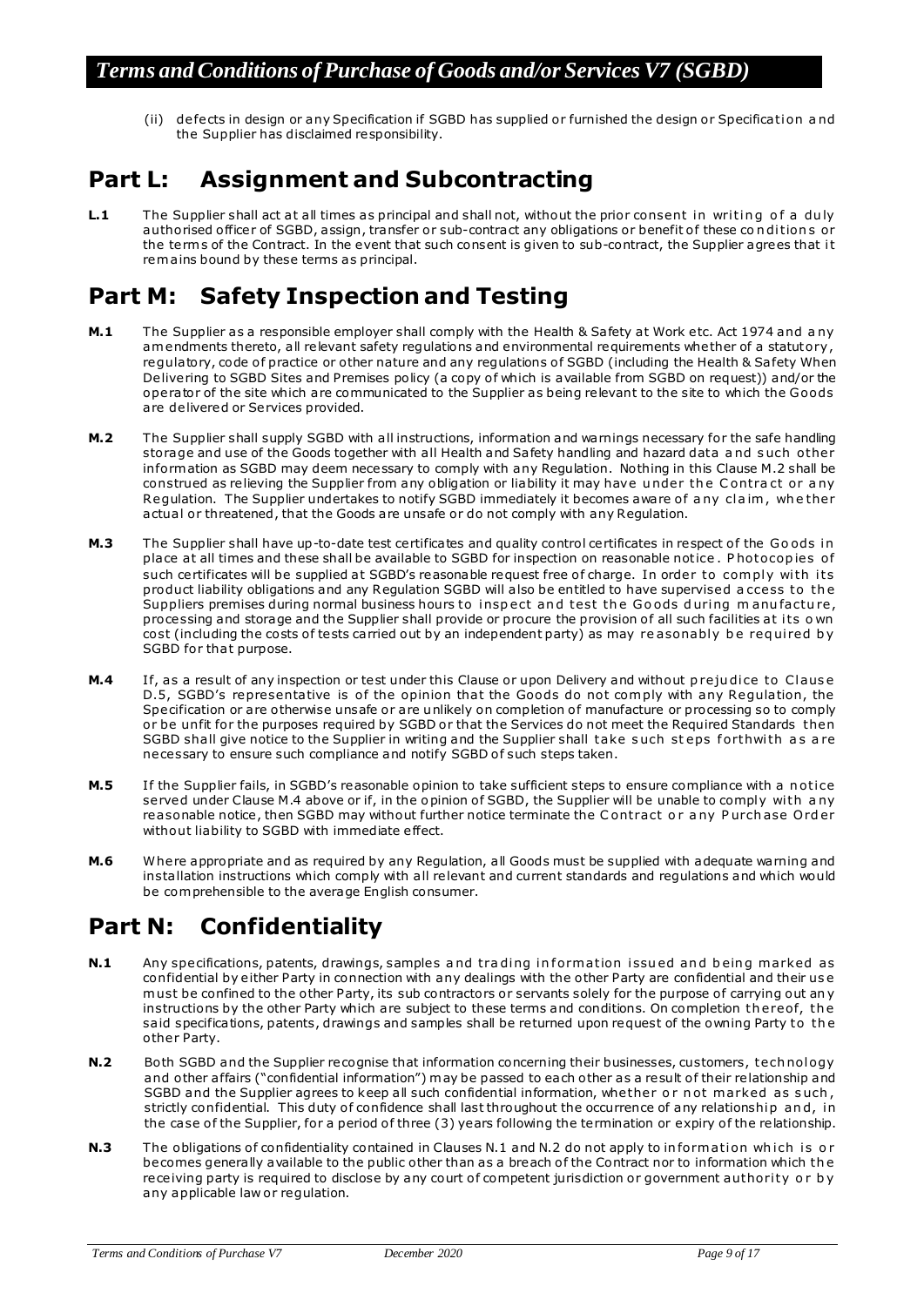(ii) defects in design or any Specification if SGBD has supplied or furnished the design or Specification and the Supplier has disclaimed responsibility.

## Part L: Assignment and Subcontracting

**L.1** The Supplier shall act at all times as principal and shall not, without the prior consent in writing of a duly authorised officer of SGBD, assign, transfer or sub-contract any obligations or benefit of these conditions or the terms of the Contract. In the event that such consent is given to sub-contract, the Supplier agrees that it remains bound by these terms as principal.

## Part M: Safety Inspection and Testing

**M.1** The Supplier as a responsible employer shall comply with the Health & Safety at Work etc. Act 1974 and any amendments thereto, all relevant safety regulations and environmental requirements whether of a statutory, regulatory, code of practice or other nature and any regulations of SGBD (including the Health & Safety When Delivering to SGBD Sites and Premises policy (a copy of which is available from SGBD on request)) and/or the operator of the site which are communicated to the Supplier as being relevant to the site to which the Goods are delivered or Services provided.

**M.2** The Supplier shall supply SGBD with all instructions, information and warnings necessary for the safe handling storage and use of the Goods together with all Health and Safety handling and hazard data and such other information as SGBD may deem necessary to comply with any Regulation. Nothing in this Clause M.2 shall be construed as relieving the Supplier from any obligation or liability it may have under the Contract or any Regulation. The Supplier undertakes to notify SGBD immediately it becomes aware of any claim, whether actual or threatened, that the Goods are unsafe or do not comply with any Regulation.

**M.3** The Supplier shall have up-to-date test certificates and quality control certificates in respect of the Goods in place at all times and these shall be available to SGBD for inspection on reasonable notice. Photocopies of such certificates will be supplied at SGBD's reasonable request free of charge. In order to comply with its product liability obligations and any Regulation SGBD will also be entitled to have supervised access to the Suppliers premises during normal business hours to inspect and test the Goods during manufacture, processing and storage and the Supplier shall provide or procure the provision of all such facilities at its own cost (including the costs of tests carried out by an independent party) as may reasonably be required by SGBD for that purpose.

**M.4** If, as a result of any inspection or test under this Clause or upon Delivery and without prejudice to Clause D.5, SGBD's representative is of the opinion that the Goods do not comply with any Regulation, the Specification or are otherwise unsafe or are unlikely on completion of manufacture or processing so to comply or be unfit for the purposes required by SGBD or that the Services do not meet the Required Standards then SGBD shall give notice to the Supplier in writing and the Supplier shall take such steps forthwith as are necessary to ensure such compliance and notify SGBD of such steps taken.

**M.5** If the Supplier fails, in SGBD's reasonable opinion to take sufficient steps to ensure compliance with a notice served under Clause M.4 above or if, in the opinion of SGBD, the Supplier will be unable to comply with any reasonable notice, then SGBD may without further notice terminate the Contract or any Purchase Order without liability to SGBD with immediate effect.

**M.6** Where appropriate and as required by any Regulation, all Goods must be supplied with adequate warning and installation instructions which comply with all relevant and current standards and regulations and which would be comprehensible to the average English consumer.

## Part N: Confidentiality

**N.1** Any specifications, patents, drawings, samples and trading information issued and being marked as confidential by either Party in connection with any dealings with the other Party are confidential and their use must be confined to the other Party, its sub contractors or servants solely for the purpose of carrying out any instructions by the other Party which are subject to these terms and conditions. On completion thereof, the said specifications, patents, drawings and samples shall be returned upon request of the owning Party to the other Party.

**N.2** Both SGBD and the Supplier recognise that information concerning their businesses, customers, technology and other affairs ("confidential information") may be passed to each other as a result of their relationship and SGBD and the Supplier agrees to keep all such confidential information, whether or not marked as such, strictly confidential. This duty of confidence shall last throughout the occurrence of any relationship and, in the case of the Supplier, for a period of three (3) years following the termination or expiry of the relationship.

**N.3** The obligations of confidentiality contained in Clauses N.1 and N.2 do not apply to information which is or becomes generally available to the public other than as a breach of the Contract nor to information which the receiving party is required to disclose by any court of competent jurisdiction or government authority or by any applicable law or regulation.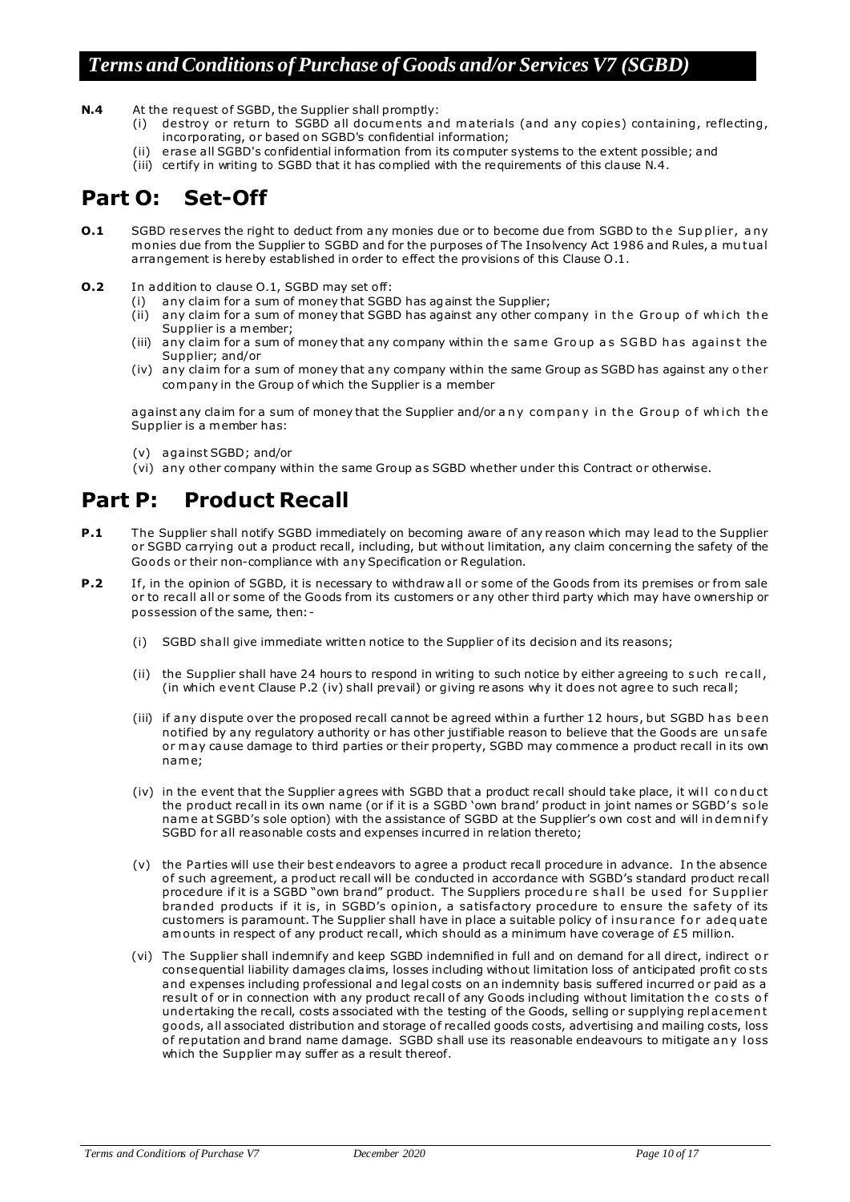**N.4** At the request of SGBD, the Supplier shall promptly:

(i) destroy or return to SGBD all documents and materials (and any copies) containing, reflecting, incorporating, or based on SGBD's confidential information;

(ii) erase all SGBD's confidential information from its computer systems to the extent possible; and

(iii) certify in writing to SGBD that it has complied with the requirements of this clause N.4.

## Part O: Set-Off

**O.1** SGBD reserves the right to deduct from any monies due or to become due from SGBD to the Supplier, any monies due from the Supplier to SGBD and for the purposes of The Insolvency Act 1986 and Rules, a mutual arrangement is hereby established in order to effect the provisions of this Clause O.1.

**O.2** In addition to clause O.1, SGBD may set off:

(i) any claim for a sum of money that SGBD has against the Supplier;

(ii) any claim for a sum of money that SGBD has against any other company in the Group of which the Supplier is a member;

(iii) any claim for a sum of money that any company within the same Group as SGBD has against the Supplier; and/or

(iv) any claim for a sum of money that any company within the same Group as SGBD has against any other company in the Group of which the Supplier is a member

against any claim for a sum of money that the Supplier and/or any company in the Group of which the Supplier is a member has:

(v) against SGBD; and/or

(vi) any other company within the same Group as SGBD whether under this Contract or otherwise.

## Part P: Product Recall

**P.1** The Supplier shall notify SGBD immediately on becoming aware of any reason which may lead to the Supplier or SGBD carrying out a product recall, including, but without limitation, any claim concerning the safety of the Goods or their non-compliance with any Specification or Regulation.

**P.2** If, in the opinion of SGBD, it is necessary to withdraw all or some of the Goods from its premises or from sale or to recall all or some of the Goods from its customers or any other third party which may have ownership or possession of the same, then:-

(i) SGBD shall give immediate written notice to the Supplier of its decision and its reasons;

(ii) the Supplier shall have 24 hours to respond in writing to such notice by either agreeing to such recall, (in which event Clause P.2 (iv) shall prevail) or giving reasons why it does not agree to such recall;

(iii) if any dispute over the proposed recall cannot be agreed within a further 12 hours, but SGBD has been notified by any regulatory authority or has other justifiable reason to believe that the Goods are unsafe or may cause damage to third parties or their property, SGBD may commence a product recall in its own name;

(iv) in the event that the Supplier agrees with SGBD that a product recall should take place, it will conduct the product recall in its own name (or if it is a SGBD 'own brand' product in joint names or SGBD's sole name at SGBD's sole option) with the assistance of SGBD at the Supplier's own cost and will indemnify SGBD for all reasonable costs and expenses incurred in relation thereto;

(v) the Parties will use their best endeavors to agree a product recall procedure in advance. In the absence of such agreement, a product recall will be conducted in accordance with SGBD's standard product recall procedure if it is a SGBD "own brand" product. The Suppliers procedure shall be used for Supplier branded products if it is, in SGBD's opinion, a satisfactory procedure to ensure the safety of its customers is paramount. The Supplier shall have in place a suitable policy of insurance for adequate amounts in respect of any product recall, which should as a minimum have coverage of £5 million.

(vi) The Supplier shall indemnify and keep SGBD indemnified in full and on demand for all direct, indirect or consequential liability damages claims, losses including without limitation loss of anticipated profit costs and expenses including professional and legal costs on an indemnity basis suffered incurred or paid as a result of or in connection with any product recall of any Goods including without limitation the costs of undertaking the recall, costs associated with the testing of the Goods, selling or supplying replacement goods, all associated distribution and storage of recalled goods costs, advertising and mailing costs, loss of reputation and brand name damage. SGBD shall use its reasonable endeavours to mitigate any loss which the Supplier may suffer as a result thereof.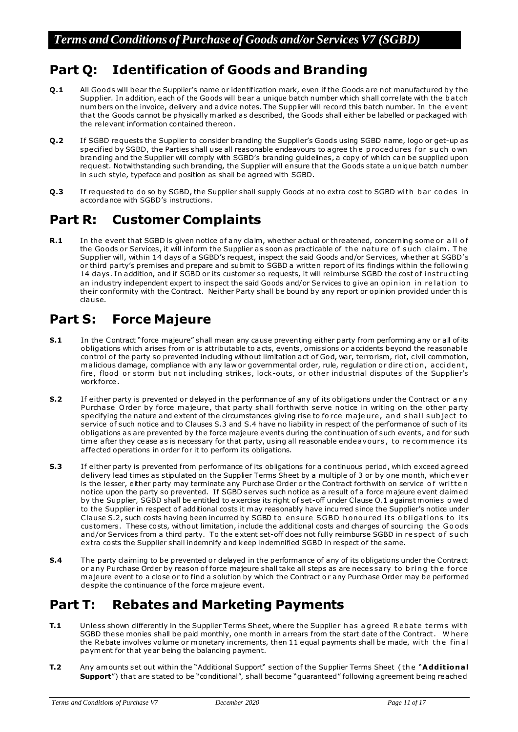## Part Q: Identification of Goods and Branding

**Q.1** All Goods will bear the Supplier's name or identification mark, even if the Goods are not manufactured by the Supplier. In addition, each of the Goods will bear a unique batch number which shall correlate with the batch numbers on the invoice, delivery and advice notes. The Supplier will record this batch number. In the event that the Goods cannot be physically marked as described, the Goods shall either be labelled or packaged with the relevant information contained thereon.

**Q.2** If SGBD requests the Supplier to consider branding the Supplier's Goods using SGBD name, logo or get-up as specified by SGBD, the Parties shall use all reasonable endeavours to agree the procedures for such own branding and the Supplier will comply with SGBD's branding guidelines, a copy of which can be supplied upon request. Notwithstanding such branding, the Supplier will ensure that the Goods state a unique batch number in such style, typeface and position as shall be agreed with SGBD.

**Q.3** If requested to do so by SGBD, the Supplier shall supply Goods at no extra cost to SGBD with bar codes in accordance with SGBD's instructions.

## Part R: Customer Complaints

**R.1** In the event that SGBD is given notice of any claim, whether actual or threatened, concerning some or all of the Goods or Services, it will inform the Supplier as soon as practicable of the nature of such claim. The Supplier will, within 14 days of a SGBD's request, inspect the said Goods and/or Services, whether at SGBD's or third party's premises and prepare and submit to SGBD a written report of its findings within the following 14 days. In addition, and if SGBD or its customer so requests, it will reimburse SGBD the cost of instructing an industry independent expert to inspect the said Goods and/or Services to give an opinion in relation to their conformity with the Contract. Neither Party shall be bound by any report or opinion provided under this clause.

## Part S: Force Majeure

**S.1** In the Contract "force majeure" shall mean any cause preventing either party from performing any or all of its obligations which arises from or is attributable to acts, events, omissions or accidents beyond the reasonable control of the party so prevented including without limitation act of God, war, terrorism, riot, civil commotion, malicious damage, compliance with any law or governmental order, rule, regulation or direction, accident, fire, flood or storm but not including strikes, lock-outs, or other industrial disputes of the Supplier's workforce.

**S.2** If either party is prevented or delayed in the performance of any of its obligations under the Contract or any Purchase Order by force majeure, that party shall forthwith serve notice in writing on the other party specifying the nature and extent of the circumstances giving rise to force majeure, and shall subject to service of such notice and to Clauses S.3 and S.4 have no liability in respect of the performance of such of its obligations as are prevented by the force majeure events during the continuation of such events, and for such time after they cease as is necessary for that party, using all reasonable endeavours, to recommence its affected operations in order for it to perform its obligations.

**S.3** If either party is prevented from performance of its obligations for a continuous period, which exceed agreed delivery lead times as stipulated on the Supplier Terms Sheet by a multiple of 3 or by one month, whichever is the lesser, either party may terminate any Purchase Order or the Contract forthwith on service of written notice upon the party so prevented. If SGBD serves such notice as a result of a force majeure event claimed by the Supplier, SGBD shall be entitled to exercise its right of set-off under Clause O.1 against monies owed to the Supplier in respect of additional costs it may reasonably have incurred since the Supplier's notice under Clause S.2, such costs having been incurred by SGBD to ensure SGBD honoured its obligations to its customers. These costs, without limitation, include the additional costs and charges of sourcing the Goods and/or Services from a third party. To the extent set-off does not fully reimburse SGBD in respect of such extra costs the Supplier shall indemnify and keep indemnified SGBD in respect of the same.

**S.4** The party claiming to be prevented or delayed in the performance of any of its obligations under the Contract or any Purchase Order by reason of force majeure shall take all steps as are necessary to bring the force majeure event to a close or to find a solution by which the Contract or any Purchase Order may be performed despite the continuance of the force majeure event.

## Part T: Rebates and Marketing Payments

**T.1** Unless shown differently in the Supplier Terms Sheet, where the Supplier has agreed Rebate terms with SGBD these monies shall be paid monthly, one month in arrears from the start date of the Contract. Where the Rebate involves volume or monetary increments, then 11 equal payments shall be made, with the final payment for that year being the balancing payment.

**T.2** Any amounts set out within the "Additional Support" section of the Supplier Terms Sheet (the "**Additional Support**") that are stated to be "conditional", shall become "guaranteed" following agreement being reached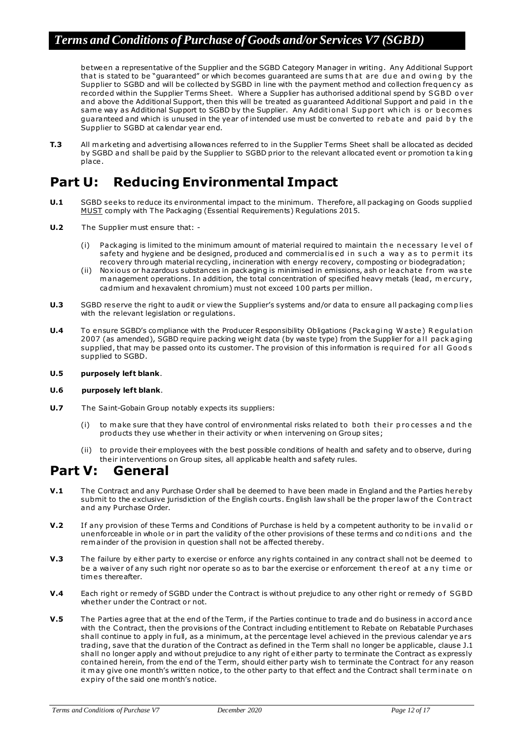between a representative of the Supplier and the SGBD Category Manager in writing. Any Additional Support that is stated to be "guaranteed" or which becomes guaranteed are sums that are due and owing by the Supplier to SGBD and will be collected by SGBD in line with the payment method and collection frequency as recorded within the Supplier Terms Sheet. Where a Supplier has authorised additional spend by SGBD over and above the Additional Support, then this will be treated as guaranteed Additional Support and paid in the same way as Additional Support to SGBD by the Supplier. Any Additional Support which is or becomes guaranteed and which is unused in the year of intended use must be converted to rebate and paid by the Supplier to SGBD at calendar year end.

**T.3** All marketing and advertising allowances referred to in the Supplier Terms Sheet shall be allocated as decided by SGBD and shall be paid by the Supplier to SGBD prior to the relevant allocated event or promotion taking place.

# Part U: Reducing Environmental Impact

**U.1** SGBD seeks to reduce its environmental impact to the minimum. Therefore, all packaging on Goods supplied MUST comply with The Packaging (Essential Requirements) Regulations 2015.

**U.2** The Supplier must ensure that: -

(i) Packaging is limited to the minimum amount of material required to maintain the necessary level of safety and hygiene and be designed, produced and commercialised in such a way as to permit its recovery through material recycling, incineration with energy recovery, composting or biodegradation;

(ii) Noxious or hazardous substances in packaging is minimised in emissions, ash or leachate from waste management operations. In addition, the total concentration of specified heavy metals (lead, mercury, cadmium and hexavalent chromium) must not exceed 100 parts per million.

**U.3** SGBD reserve the right to audit or view the Supplier's systems and/or data to ensure all packaging complies with the relevant legislation or regulations.

**U.4** To ensure SGBD's compliance with the Producer Responsibility Obligations (Packaging Waste) Regulation 2007 (as amended), SGBD require packing weight data (by waste type) from the Supplier for all packaging supplied, that may be passed onto its customer. The provision of this information is required for all Goods supplied to SGBD.

**U.5 purposely left blank**.

**U.6 purposely left blank**.

**U.7** The Saint-Gobain Group notably expects its suppliers:

(i) to make sure that they have control of environmental risks related to both their processes and the products they use whether in their activity or when intervening on Group sites;

(ii) to provide their employees with the best possible conditions of health and safety and to observe, during their interventions on Group sites, all applicable health and safety rules.

# Part V: General

**V.1** The Contract and any Purchase Order shall be deemed to have been made in England and the Parties hereby submit to the exclusive jurisdiction of the English courts. English law shall be the proper law of the Contract and any Purchase Order.

**V.2** If any provision of these Terms and Conditions of Purchase is held by a competent authority to be invalid or unenforceable in whole or in part the validity of the other provisions of these terms and conditions and the remainder of the provision in question shall not be affected thereby.

**V.3** The failure by either party to exercise or enforce any rights contained in any contract shall not be deemed to be a waiver of any such right nor operate so as to bar the exercise or enforcement thereof at any time or times thereafter.

**V.4** Each right or remedy of SGBD under the Contract is without prejudice to any other right or remedy of SGBD whether under the Contract or not.

**V.5** The Parties agree that at the end of the Term, if the Parties continue to trade and do business in accordance with the Contract, then the provisions of the Contract including entitlement to Rebate on Rebatable Purchases shall continue to apply in full, as a minimum, at the percentage level achieved in the previous calendar years trading, save that the duration of the Contract as defined in the Term shall no longer be applicable, clause J.1 shall no longer apply and without prejudice to any right of either party to terminate the Contract as expressly contained herein, from the end of the Term, should either party wish to terminate the Contract for any reason it may give one month's written notice, to the other party to that effect and the Contract shall terminate on expiry of the said one month's notice.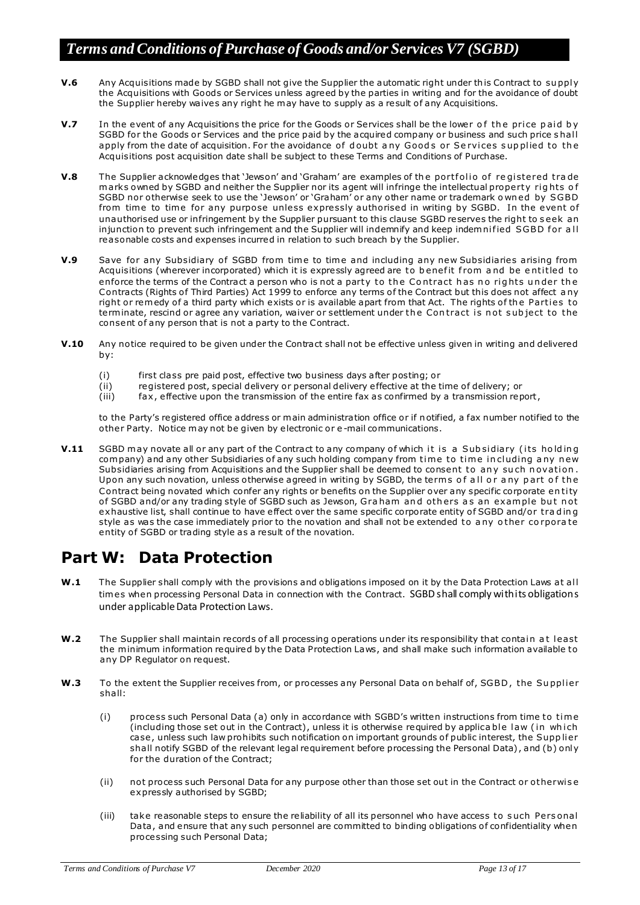**V.6** Any Acquisitions made by SGBD shall not give the Supplier the automatic right under this Contract to supply the Acquisitions with Goods or Services unless agreed by the parties in writing and for the avoidance of doubt the Supplier hereby waives any right he may have to supply as a result of any Acquisitions.

**V.7** In the event of any Acquisitions the price for the Goods or Services shall be the lower of the price paid by SGBD for the Goods or Services and the price paid by the acquired company or business and such price shall apply from the date of acquisition. For the avoidance of doubt any Goods or Services supplied to the Acquisitions post acquisition date shall be subject to these Terms and Conditions of Purchase.

**V.8** The Supplier acknowledges that 'Jewson' and 'Graham' are examples of the portfolio of registered trade marks owned by SGBD and neither the Supplier nor its agent will infringe the intellectual property rights of SGBD nor otherwise seek to use the 'Jewson' or 'Graham' or any other name or trademark owned by SGBD from time to time for any purpose unless expressly authorised in writing by SGBD. In the event of unauthorised use or infringement by the Supplier pursuant to this clause SGBD reserves the right to seek an injunction to prevent such infringement and the Supplier will indemnify and keep indemnified SGBD for all reasonable costs and expenses incurred in relation to such breach by the Supplier.

**V.9** Save for any Subsidiary of SGBD from time to time and including any new Subsidiaries arising from Acquisitions (wherever incorporated) which it is expressly agreed are to benefit from and be entitled to enforce the terms of the Contract a person who is not a party to the Contract has no rights under the Contracts (Rights of Third Parties) Act 1999 to enforce any terms of the Contract but this does not affect any right or remedy of a third party which exists or is available apart from that Act. The rights of the Parties to terminate, rescind or agree any variation, waiver or settlement under the Contract is not subject to the consent of any person that is not a party to the Contract.

**V.10** Any notice required to be given under the Contract shall not be effective unless given in writing and delivered by:

(i) first class pre paid post, effective two business days after posting; or
(ii) registered post, special delivery or personal delivery effective at the time of delivery; or
(iii) fax, effective upon the transmission of the entire fax as confirmed by a transmission report,

to the Party's registered office address or main administration office or if notified, a fax number notified to the other Party. Notice may not be given by electronic or e-mail communications.

**V.11** SGBD may novate all or any part of the Contract to any company of which it is a Subsidiary (its holding company) and any other Subsidiaries of any such holding company from time to time including any new Subsidiaries arising from Acquisitions and the Supplier shall be deemed to consent to any such novation. Upon any such novation, unless otherwise agreed in writing by SGBD, the terms of all or any part of the Contract being novated which confer any rights or benefits on the Supplier over any specific corporate entity of SGBD and/or any trading style of SGBD such as Jewson, Graham and others as an example but not exhaustive list, shall continue to have effect over the same specific corporate entity of SGBD and/or trading style as was the case immediately prior to the novation and shall not be extended to any other corporate entity of SGBD or trading style as a result of the novation.

# Part W: Data Protection

**W.1** The Supplier shall comply with the provisions and obligations imposed on it by the Data Protection Laws at all times when processing Personal Data in connection with the Contract. SGBD shall comply with its obligations under applicable Data Protection Laws.

**W.2** The Supplier shall maintain records of all processing operations under its responsibility that contain at least the minimum information required by the Data Protection Laws, and shall make such information available to any DP Regulator on request.

**W.3** To the extent the Supplier receives from, or processes any Personal Data on behalf of, SGBD, the Supplier shall:

(i) process such Personal Data (a) only in accordance with SGBD's written instructions from time to time (including those set out in the Contract), unless it is otherwise required by applicable law (in which case, unless such law prohibits such notification on important grounds of public interest, the Supplier shall notify SGBD of the relevant legal requirement before processing the Personal Data), and (b) only for the duration of the Contract;

(ii) not process such Personal Data for any purpose other than those set out in the Contract or otherwise expressly authorised by SGBD;

(iii) take reasonable steps to ensure the reliability of all its personnel who have access to such Personal Data, and ensure that any such personnel are committed to binding obligations of confidentiality when processing such Personal Data;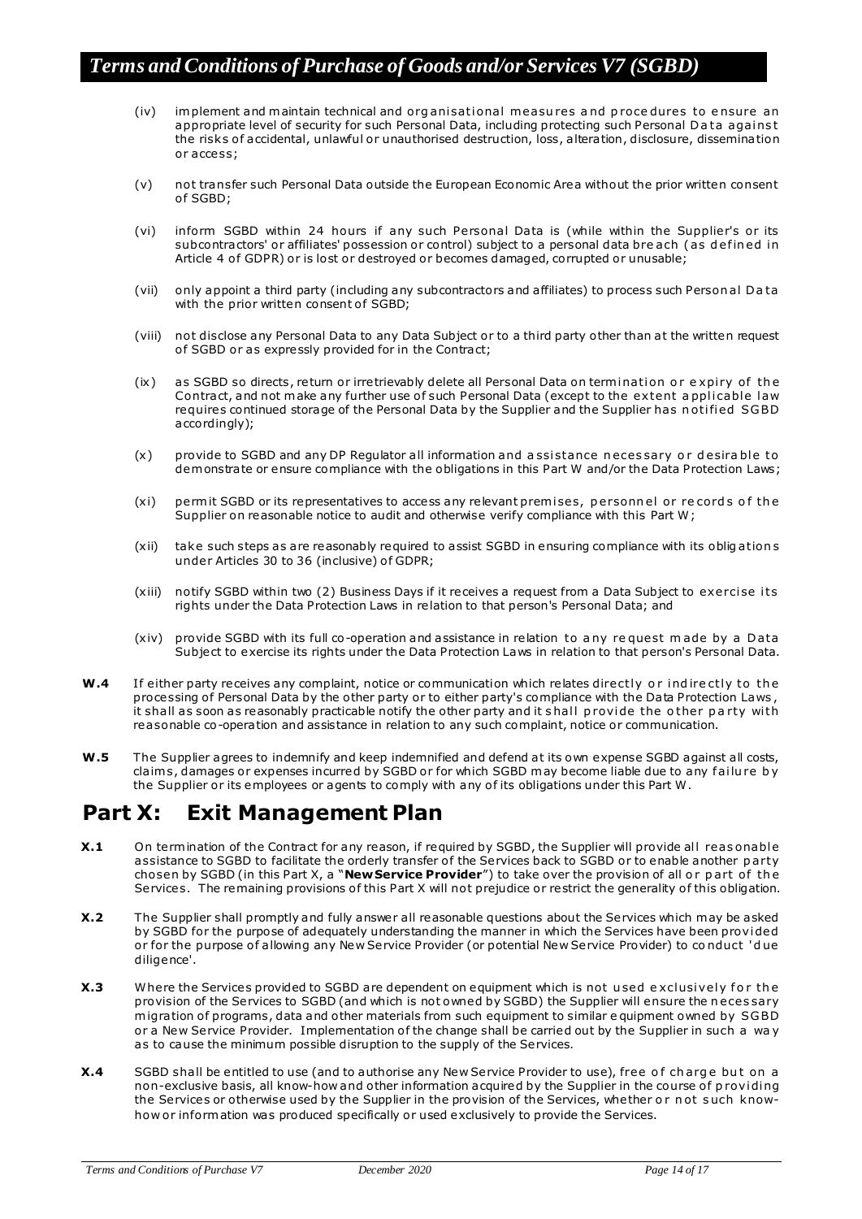(iv) implement and maintain technical and organisational measures and procedures to ensure an appropriate level of security for such Personal Data, including protecting such Personal Data against the risks of accidental, unlawful or unauthorised destruction, loss, alteration, disclosure, dissemination or access;

(v) not transfer such Personal Data outside the European Economic Area without the prior written consent of SGBD;

(vi) inform SGBD within 24 hours if any such Personal Data is (while within the Supplier's or its subcontractors' or affiliates' possession or control) subject to a personal data breach (as defined in Article 4 of GDPR) or is lost or destroyed or becomes damaged, corrupted or unusable;

(vii) only appoint a third party (including any subcontractors and affiliates) to process such Personal Data with the prior written consent of SGBD;

(viii) not disclose any Personal Data to any Data Subject or to a third party other than at the written request of SGBD or as expressly provided for in the Contract;

(ix) as SGBD so directs, return or irretrievably delete all Personal Data on termination or expiry of the Contract, and not make any further use of such Personal Data (except to the extent applicable law requires continued storage of the Personal Data by the Supplier and the Supplier has notified SGBD accordingly);

(x) provide to SGBD and any DP Regulator all information and assistance necessary or desirable to demonstrate or ensure compliance with the obligations in this Part W and/or the Data Protection Laws;

(xi) permit SGBD or its representatives to access any relevant premises, personnel or records of the Supplier on reasonable notice to audit and otherwise verify compliance with this Part W;

(xii) take such steps as are reasonably required to assist SGBD in ensuring compliance with its obligations under Articles 30 to 36 (inclusive) of GDPR;

(xiii) notify SGBD within two (2) Business Days if it receives a request from a Data Subject to exercise its rights under the Data Protection Laws in relation to that person's Personal Data; and

(xiv) provide SGBD with its full co-operation and assistance in relation to any request made by a Data Subject to exercise its rights under the Data Protection Laws in relation to that person's Personal Data.

**W.4** If either party receives any complaint, notice or communication which relates directly or indirectly to the processing of Personal Data by the other party or to either party's compliance with the Data Protection Laws, it shall as soon as reasonably practicable notify the other party and it shall provide the other party with reasonable co-operation and assistance in relation to any such complaint, notice or communication.

**W.5** The Supplier agrees to indemnify and keep indemnified and defend at its own expense SGBD against all costs, claims, damages or expenses incurred by SGBD or for which SGBD may become liable due to any failure by the Supplier or its employees or agents to comply with any of its obligations under this Part W.

## Part X: Exit Management Plan

**X.1** On termination of the Contract for any reason, if required by SGBD, the Supplier will provide all reasonable assistance to SGBD to facilitate the orderly transfer of the Services back to SGBD or to enable another party chosen by SGBD (in this Part X, a "**New Service Provider**") to take over the provision of all or part of the Services. The remaining provisions of this Part X will not prejudice or restrict the generality of this obligation.

**X.2** The Supplier shall promptly and fully answer all reasonable questions about the Services which may be asked by SGBD for the purpose of adequately understanding the manner in which the Services have been provided or for the purpose of allowing any New Service Provider (or potential New Service Provider) to conduct 'due diligence'.

**X.3** Where the Services provided to SGBD are dependent on equipment which is not used exclusively for the provision of the Services to SGBD (and which is not owned by SGBD) the Supplier will ensure the necessary migration of programs, data and other materials from such equipment to similar equipment owned by SGBD or a New Service Provider. Implementation of the change shall be carried out by the Supplier in such a way as to cause the minimum possible disruption to the supply of the Services.

**X.4** SGBD shall be entitled to use (and to authorise any New Service Provider to use), free of charge but on a non-exclusive basis, all know-how and other information acquired by the Supplier in the course of providing the Services or otherwise used by the Supplier in the provision of the Services, whether or not such know-how or information was produced specifically or used exclusively to provide the Services.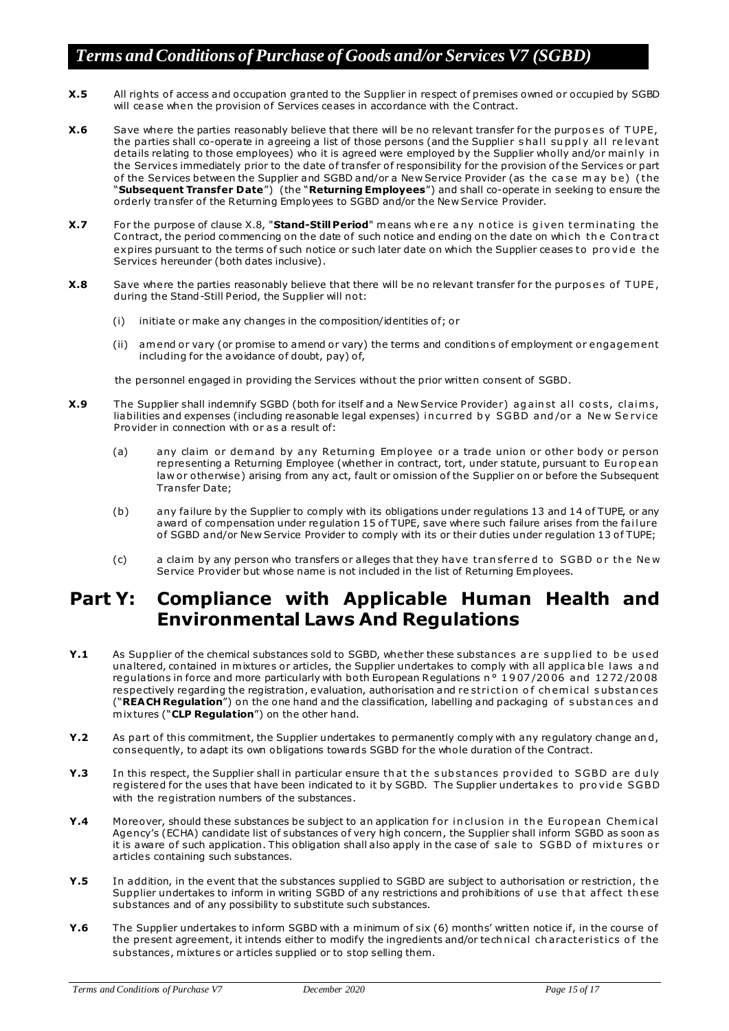**X.5** All rights of access and occupation granted to the Supplier in respect of premises owned or occupied by SGBD will cease when the provision of Services ceases in accordance with the Contract.

**X.6** Save where the parties reasonably believe that there will be no relevant transfer for the purposes of TUPE, the parties shall co-operate in agreeing a list of those persons (and the Supplier shall supply all relevant details relating to those employees) who it is agreed were employed by the Supplier wholly and/or mainly in the Services immediately prior to the date of transfer of responsibility for the provision of the Services or part of the Services between the Supplier and SGBD and/or a New Service Provider (as the case may be) (the "**Subsequent Transfer Date**") (the "**Returning Employees**") and shall co-operate in seeking to ensure the orderly transfer of the Returning Employees to SGBD and/or the New Service Provider.

**X.7** For the purpose of clause X.8, "**Stand-Still Period**" means where any notice is given terminating the Contract, the period commencing on the date of such notice and ending on the date on which the Contract expires pursuant to the terms of such notice or such later date on which the Supplier ceases to provide the Services hereunder (both dates inclusive).

**X.8** Save where the parties reasonably believe that there will be no relevant transfer for the purposes of TUPE, during the Stand-Still Period, the Supplier will not:

(i) initiate or make any changes in the composition/identities of; or

(ii) amend or vary (or promise to amend or vary) the terms and conditions of employment or engagement including for the avoidance of doubt, pay) of,

the personnel engaged in providing the Services without the prior written consent of SGBD.

**X.9** The Supplier shall indemnify SGBD (both for itself and a New Service Provider) against all costs, claims, liabilities and expenses (including reasonable legal expenses) incurred by SGBD and/or a New Service Provider in connection with or as a result of:

(a) any claim or demand by any Returning Employee or a trade union or other body or person representing a Returning Employee (whether in contract, tort, under statute, pursuant to European law or otherwise) arising from any act, fault or omission of the Supplier on or before the Subsequent Transfer Date;

(b) any failure by the Supplier to comply with its obligations under regulations 13 and 14 of TUPE, or any award of compensation under regulation 15 of TUPE, save where such failure arises from the failure of SGBD and/or New Service Provider to comply with its or their duties under regulation 13 of TUPE;

(c) a claim by any person who transfers or alleges that they have transferred to SGBD or the New Service Provider but whose name is not included in the list of Returning Employees.

# Part Y: Compliance with Applicable Human Health and Environmental Laws And Regulations

**Y.1** As Supplier of the chemical substances sold to SGBD, whether these substances are supplied to be used unaltered, contained in mixtures or articles, the Supplier undertakes to comply with all applicable laws and regulations in force and more particularly with both European Regulations n° 1907/2006 and 1272/2008 respectively regarding the registration, evaluation, authorisation and restriction of chemical substances ("**REACH Regulation**") on the one hand and the classification, labelling and packaging of substances and mixtures ("**CLP Regulation**") on the other hand.

**Y.2** As part of this commitment, the Supplier undertakes to permanently comply with any regulatory change and, consequently, to adapt its own obligations towards SGBD for the whole duration of the Contract.

**Y.3** In this respect, the Supplier shall in particular ensure that the substances provided to SGBD are duly registered for the uses that have been indicated to it by SGBD. The Supplier undertakes to provide SGBD with the registration numbers of the substances.

**Y.4** Moreover, should these substances be subject to an application for inclusion in the European Chemical Agency's (ECHA) candidate list of substances of very high concern, the Supplier shall inform SGBD as soon as it is aware of such application. This obligation shall also apply in the case of sale to SGBD of mixtures or articles containing such substances.

**Y.5** In addition, in the event that the substances supplied to SGBD are subject to authorisation or restriction, the Supplier undertakes to inform in writing SGBD of any restrictions and prohibitions of use that affect these substances and of any possibility to substitute such substances.

**Y.6** The Supplier undertakes to inform SGBD with a minimum of six (6) months' written notice if, in the course of the present agreement, it intends either to modify the ingredients and/or technical characteristics of the substances, mixtures or articles supplied or to stop selling them.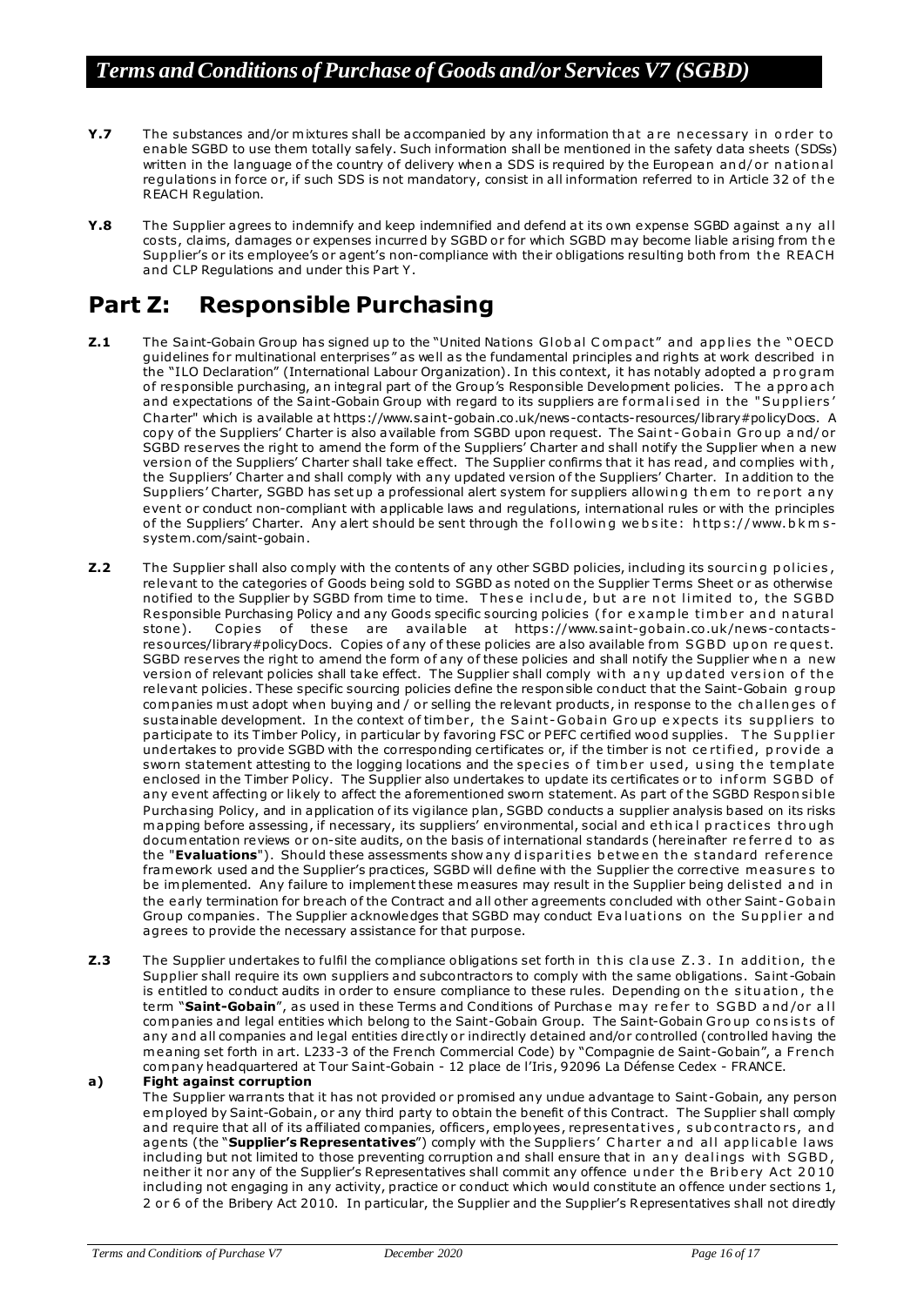**Y.7** The substances and/or mixtures shall be accompanied by any information that are necessary in order to enable SGBD to use them totally safely. Such information shall be mentioned in the safety data sheets (SDSs) written in the language of the country of delivery when a SDS is required by the European and/or national regulations in force or, if such SDS is not mandatory, consist in all information referred to in Article 32 of the REACH Regulation.

**Y.8** The Supplier agrees to indemnify and keep indemnified and defend at its own expense SGBD against any all costs, claims, damages or expenses incurred by SGBD or for which SGBD may become liable arising from the Supplier's or its employee's or agent's non-compliance with their obligations resulting both from the REACH and CLP Regulations and under this Part Y.

# Part Z: Responsible Purchasing

**Z.1** The Saint-Gobain Group has signed up to the "United Nations Global Compact" and applies the "OECD guidelines for multinational enterprises" as well as the fundamental principles and rights at work described in the "ILO Declaration" (International Labour Organization). In this context, it has notably adopted a program of responsible purchasing, an integral part of the Group's Responsible Development policies. The approach and expectations of the Saint-Gobain Group with regard to its suppliers are formalised in the "Suppliers' Charter" which is available at https://www.saint-gobain.co.uk/news-contacts-resources/library#policyDocs. A copy of the Suppliers' Charter is also available from SGBD upon request. The Saint-Gobain Group and/or SGBD reserves the right to amend the form of the Suppliers' Charter and shall notify the Supplier when a new version of the Suppliers' Charter shall take effect. The Supplier confirms that it has read, and complies with, the Suppliers' Charter and shall comply with any updated version of the Suppliers' Charter. In addition to the Suppliers' Charter, SGBD has set up a professional alert system for suppliers allowing them to report any event or conduct non-compliant with applicable laws and regulations, international rules or with the principles of the Suppliers' Charter. Any alert should be sent through the following website: https://www.bkms-system.com/saint-gobain.

**Z.2** The Supplier shall also comply with the contents of any other SGBD policies, including its sourcing policies, relevant to the categories of Goods being sold to SGBD as noted on the Supplier Terms Sheet or as otherwise notified to the Supplier by SGBD from time to time. These include, but are not limited to, the SGBD Responsible Purchasing Policy and any Goods specific sourcing policies (for example timber and natural stone). Copies of these are available at https://www.saint-gobain.co.uk/news-contacts-resources/library#policyDocs. Copies of any of these policies are also available from SGBD upon request. SGBD reserves the right to amend the form of any of these policies and shall notify the Supplier when a new version of relevant policies shall take effect. The Supplier shall comply with any updated version of the relevant policies. These specific sourcing policies define the responsible conduct that the Saint-Gobain group companies must adopt when buying and / or selling the relevant products, in response to the challenges of sustainable development. In the context of timber, the Saint-Gobain Group expects its suppliers to participate to its Timber Policy, in particular by favoring FSC or PEFC certified wood supplies. The Supplier undertakes to provide SGBD with the corresponding certificates or, if the timber is not certified, provide a sworn statement attesting to the logging locations and the species of timber used, using the template enclosed in the Timber Policy. The Supplier also undertakes to update its certificates or to inform SGBD of any event affecting or likely to affect the aforementioned sworn statement. As part of the SGBD Responsible Purchasing Policy, and in application of its vigilance plan, SGBD conducts a supplier analysis based on its risks mapping before assessing, if necessary, its suppliers' environmental, social and ethical practices through documentation reviews or on-site audits, on the basis of international standards (hereinafter referred to as the "**Evaluations**"). Should these assessments show any disparities between the standard reference framework used and the Supplier's practices, SGBD will define with the Supplier the corrective measures to be implemented. Any failure to implement these measures may result in the Supplier being delisted and in the early termination for breach of the Contract and all other agreements concluded with other Saint-Gobain Group companies. The Supplier acknowledges that SGBD may conduct Evaluations on the Supplier and agrees to provide the necessary assistance for that purpose.

**Z.3** The Supplier undertakes to fulfil the compliance obligations set forth in this clause Z.3. In addition, the Supplier shall require its own suppliers and subcontractors to comply with the same obligations. Saint-Gobain is entitled to conduct audits in order to ensure compliance to these rules. Depending on the situation, the term "**Saint-Gobain**", as used in these Terms and Conditions of Purchase may refer to SGBD and/or all companies and legal entities which belong to the Saint-Gobain Group. The Saint-Gobain Group consists of any and all companies and legal entities directly or indirectly detained and/or controlled (controlled having the meaning set forth in art. L233-3 of the French Commercial Code) by "Compagnie de Saint-Gobain", a French company headquartered at Tour Saint-Gobain - 12 place de l'Iris, 92096 La Défense Cedex - FRANCE.

**a) Fight against corruption**

The Supplier warrants that it has not provided or promised any undue advantage to Saint-Gobain, any person employed by Saint-Gobain, or any third party to obtain the benefit of this Contract. The Supplier shall comply and require that all of its affiliated companies, officers, employees, representatives, subcontractors, and agents (the "**Supplier's Representatives**") comply with the Suppliers' Charter and all applicable laws including but not limited to those preventing corruption and shall ensure that in any dealings with SGBD, neither it nor any of the Supplier's Representatives shall commit any offence under the Bribery Act 2010 including not engaging in any activity, practice or conduct which would constitute an offence under sections 1, 2 or 6 of the Bribery Act 2010. In particular, the Supplier and the Supplier's Representatives shall not directly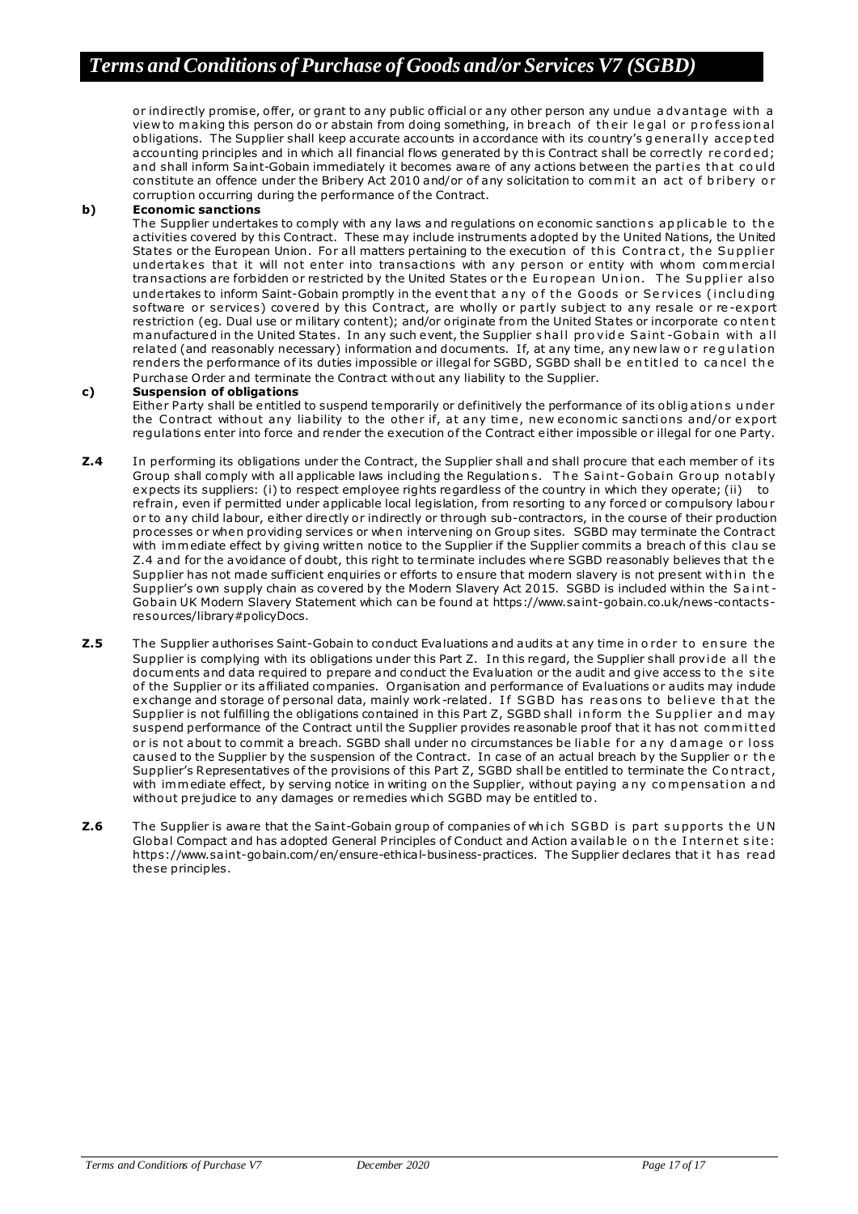or indirectly promise, offer, or grant to any public official or any other person any undue advantage with a view to making this person do or abstain from doing something, in breach of their legal or professional obligations. The Supplier shall keep accurate accounts in accordance with its country's generally accepted accounting principles and in which all financial flows generated by this Contract shall be correctly recorded; and shall inform Saint-Gobain immediately it becomes aware of any actions between the parties that could constitute an offence under the Bribery Act 2010 and/or of any solicitation to commit an act of bribery or corruption occurring during the performance of the Contract.

**b) Economic sanctions**

The Supplier undertakes to comply with any laws and regulations on economic sanctions applicable to the activities covered by this Contract. These may include instruments adopted by the United Nations, the United States or the European Union. For all matters pertaining to the execution of this Contract, the Supplier undertakes that it will not enter into transactions with any person or entity with whom commercial transactions are forbidden or restricted by the United States or the European Union. The Supplier also undertakes to inform Saint-Gobain promptly in the event that any of the Goods or Services (including software or services) covered by this Contract, are wholly or partly subject to any resale or re-export restriction (eg. Dual use or military content); and/or originate from the United States or incorporate content manufactured in the United States. In any such event, the Supplier shall provide Saint-Gobain with all related (and reasonably necessary) information and documents. If, at any time, any new law or regulation renders the performance of its duties impossible or illegal for SGBD, SGBD shall be entitled to cancel the Purchase Order and terminate the Contract without any liability to the Supplier.

**c) Suspension of obligations**

Either Party shall be entitled to suspend temporarily or definitively the performance of its obligations under the Contract without any liability to the other if, at any time, new economic sanctions and/or export regulations enter into force and render the execution of the Contract either impossible or illegal for one Party.

**Z.4** In performing its obligations under the Contract, the Supplier shall and shall procure that each member of its Group shall comply with all applicable laws including the Regulations. The Saint-Gobain Group notably expects its suppliers: (i) to respect employee rights regardless of the country in which they operate; (ii) to refrain, even if permitted under applicable local legislation, from resorting to any forced or compulsory labour or to any child labour, either directly or indirectly or through sub-contractors, in the course of their production processes or when providing services or when intervening on Group sites. SGBD may terminate the Contract with immediate effect by giving written notice to the Supplier if the Supplier commits a breach of this clause Z.4 and for the avoidance of doubt, this right to terminate includes where SGBD reasonably believes that the Supplier has not made sufficient enquiries or efforts to ensure that modern slavery is not present within the Supplier's own supply chain as covered by the Modern Slavery Act 2015. SGBD is included within the Saint-Gobain UK Modern Slavery Statement which can be found at https://www.saint-gobain.co.uk/news-contacts-resources/library#policyDocs.

**Z.5** The Supplier authorises Saint-Gobain to conduct Evaluations and audits at any time in order to ensure the Supplier is complying with its obligations under this Part Z. In this regard, the Supplier shall provide all the documents and data required to prepare and conduct the Evaluation or the audit and give access to the site of the Supplier or its affiliated companies. Organisation and performance of Evaluations or audits may include exchange and storage of personal data, mainly work-related. If SGBD has reasons to believe that the Supplier is not fulfilling the obligations contained in this Part Z, SGBD shall inform the Supplier and may suspend performance of the Contract until the Supplier provides reasonable proof that it has not committed or is not about to commit a breach. SGBD shall under no circumstances be liable for any damage or loss caused to the Supplier by the suspension of the Contract. In case of an actual breach by the Supplier or the Supplier's Representatives of the provisions of this Part Z, SGBD shall be entitled to terminate the Contract, with immediate effect, by serving notice in writing on the Supplier, without paying any compensation and without prejudice to any damages or remedies which SGBD may be entitled to.

**Z.6** The Supplier is aware that the Saint-Gobain group of companies of which SGBD is part supports the UN Global Compact and has adopted General Principles of Conduct and Action available on the Internet site: https://www.saint-gobain.com/en/ensure-ethical-business-practices. The Supplier declares that it has read these principles.